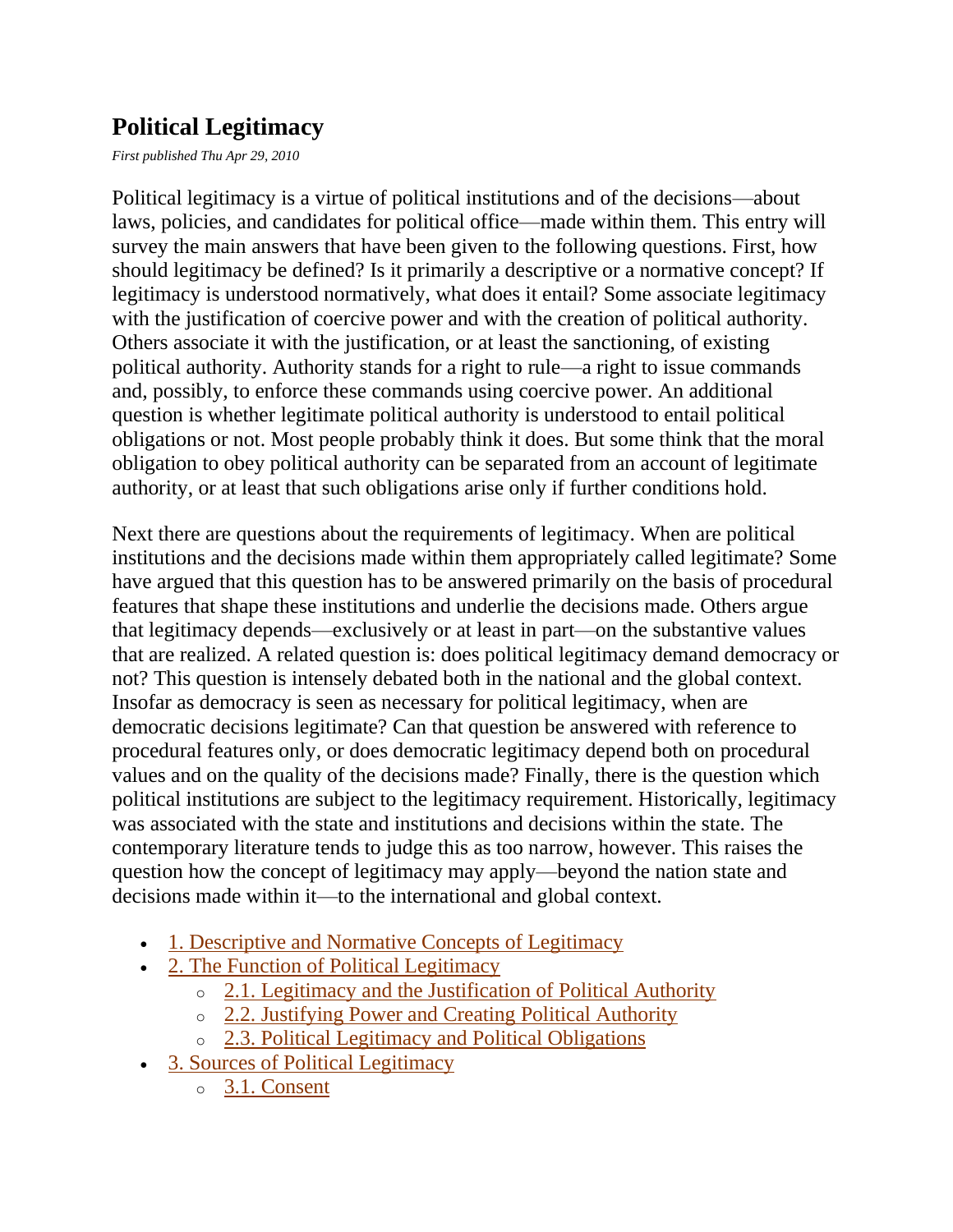# Political Legitimacy

*First published Thu Apr 29, 2010*

Political legitimacy is a virtue of political institutions and of the decisions—about laws, policies, and candidates for political office—made within them. This entry will survey the main answers that have been given to the following questions. First, how should legitimacy be defined? Is it primarily a descriptive or a normative concept? If legitimacy is understood normatively, what does it entail? Some associate legitimacy with the justification of coercive power and with the creation of political authority. Others associate it with the justification, or at least the sanctioning, of existing political authority. Authority stands for a right to rule—a right to issue commands and, possibly, to enforce these commands using coercive power. An additional question is whether legitimate political authority is understood to entail political obligations or not. Most people probably think it does. But some think that the moral obligation to obey political authority can be separated from an account of legitimate authority, or at least that such obligations arise only if further conditions hold.

Next there are questions about the requirements of legitimacy. When are political institutions and the decisions made within them appropriately called legitimate? Some have argued that this question has to be answered primarily on the basis of procedural features that shape these institutions and underlie the decisions made. Others argue that legitimacy depends—exclusively or at least in part—on the substantive values that are realized. A related question is: does political legitimacy demand democracy or not? This question is intensely debated both in the national and the global context. Insofar as democracy is seen as necessary for political legitimacy, when are democratic decisions legitimate? Can that question be answered with reference to procedural features only, or does democratic legitimacy depend both on procedural values and on the quality of the decisions made? Finally, there is the question which political institutions are subject to the legitimacy requirement. Historically, legitimacy was associated with the state and institutions and decisions within the state. The contemporary literature tends to judge this as too narrow, however. This raises the question how the concept of legitimacy may apply—beyond the nation state and decisions made within it—to the international and global context.

- 1. Descriptive and Normative Concepts of Legitimacy
- 2. The Function of Political Legitimacy
    - 2.1. Legitimacy and the Justification of Political Authority
    - 2.2. Justifying Power and Creating Political Authority
    - 2.3. Political Legitimacy and Political Obligations
- 3. Sources of Political Legitimacy
    - 3.1. Consent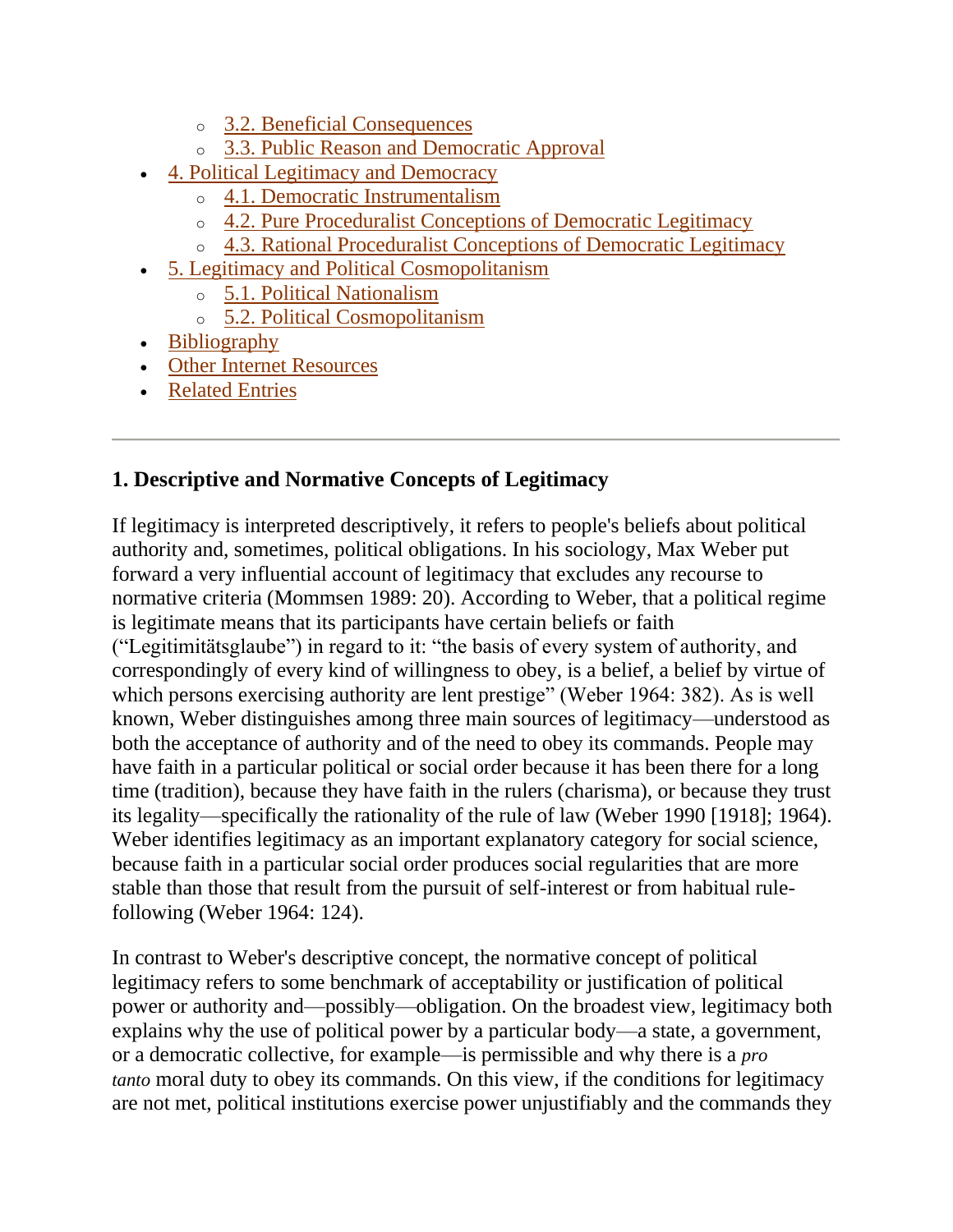- 3.2. Beneficial Consequences
    - 3.3. Public Reason and Democratic Approval
- 4. Political Legitimacy and Democracy
    - 4.1. Democratic Instrumentalism
    - 4.2. Pure Proceduralist Conceptions of Democratic Legitimacy
    - 4.3. Rational Proceduralist Conceptions of Democratic Legitimacy
- 5. Legitimacy and Political Cosmopolitanism
    - 5.1. Political Nationalism
    - 5.2. Political Cosmopolitanism
- Bibliography
- Other Internet Resources
- Related Entries

---

## 1. Descriptive and Normative Concepts of Legitimacy

If legitimacy is interpreted descriptively, it refers to people's beliefs about political authority and, sometimes, political obligations. In his sociology, Max Weber put forward a very influential account of legitimacy that excludes any recourse to normative criteria (Mommsen 1989: 20). According to Weber, that a political regime is legitimate means that its participants have certain beliefs or faith ("Legitimitätsglaube") in regard to it: "the basis of every system of authority, and correspondingly of every kind of willingness to obey, is a belief, a belief by virtue of which persons exercising authority are lent prestige" (Weber 1964: 382). As is well known, Weber distinguishes among three main sources of legitimacy—understood as both the acceptance of authority and of the need to obey its commands. People may have faith in a particular political or social order because it has been there for a long time (tradition), because they have faith in the rulers (charisma), or because they trust its legality—specifically the rationality of the rule of law (Weber 1990 [1918]; 1964). Weber identifies legitimacy as an important explanatory category for social science, because faith in a particular social order produces social regularities that are more stable than those that result from the pursuit of self-interest or from habitual rule-following (Weber 1964: 124).

In contrast to Weber's descriptive concept, the normative concept of political legitimacy refers to some benchmark of acceptability or justification of political power or authority and—possibly—obligation. On the broadest view, legitimacy both explains why the use of political power by a particular body—a state, a government, or a democratic collective, for example—is permissible and why there is a *pro tanto* moral duty to obey its commands. On this view, if the conditions for legitimacy are not met, political institutions exercise power unjustifiably and the commands they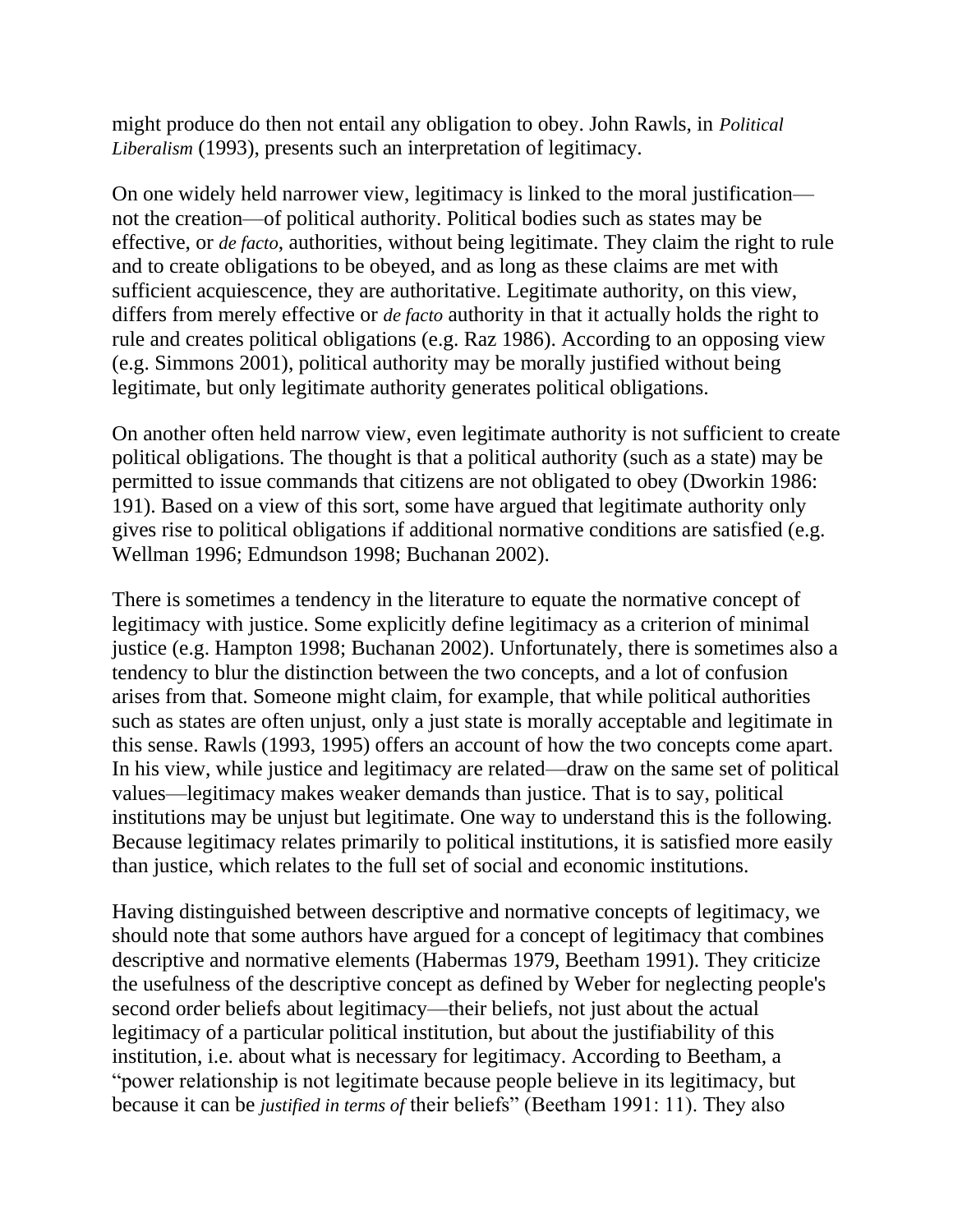might produce do then not entail any obligation to obey. John Rawls, in *Political Liberalism* (1993), presents such an interpretation of legitimacy.

On one widely held narrower view, legitimacy is linked to the moral justification—not the creation—of political authority. Political bodies such as states may be effective, or *de facto*, authorities, without being legitimate. They claim the right to rule and to create obligations to be obeyed, and as long as these claims are met with sufficient acquiescence, they are authoritative. Legitimate authority, on this view, differs from merely effective or *de facto* authority in that it actually holds the right to rule and creates political obligations (e.g. Raz 1986). According to an opposing view (e.g. Simmons 2001), political authority may be morally justified without being legitimate, but only legitimate authority generates political obligations.

On another often held narrow view, even legitimate authority is not sufficient to create political obligations. The thought is that a political authority (such as a state) may be permitted to issue commands that citizens are not obligated to obey (Dworkin 1986: 191). Based on a view of this sort, some have argued that legitimate authority only gives rise to political obligations if additional normative conditions are satisfied (e.g. Wellman 1996; Edmundson 1998; Buchanan 2002).

There is sometimes a tendency in the literature to equate the normative concept of legitimacy with justice. Some explicitly define legitimacy as a criterion of minimal justice (e.g. Hampton 1998; Buchanan 2002). Unfortunately, there is sometimes also a tendency to blur the distinction between the two concepts, and a lot of confusion arises from that. Someone might claim, for example, that while political authorities such as states are often unjust, only a just state is morally acceptable and legitimate in this sense. Rawls (1993, 1995) offers an account of how the two concepts come apart. In his view, while justice and legitimacy are related—draw on the same set of political values—legitimacy makes weaker demands than justice. That is to say, political institutions may be unjust but legitimate. One way to understand this is the following. Because legitimacy relates primarily to political institutions, it is satisfied more easily than justice, which relates to the full set of social and economic institutions.

Having distinguished between descriptive and normative concepts of legitimacy, we should note that some authors have argued for a concept of legitimacy that combines descriptive and normative elements (Habermas 1979, Beetham 1991). They criticize the usefulness of the descriptive concept as defined by Weber for neglecting people's second order beliefs about legitimacy—their beliefs, not just about the actual legitimacy of a particular political institution, but about the justifiability of this institution, i.e. about what is necessary for legitimacy. According to Beetham, a "power relationship is not legitimate because people believe in its legitimacy, but because it can be *justified in terms of* their beliefs" (Beetham 1991: 11). They also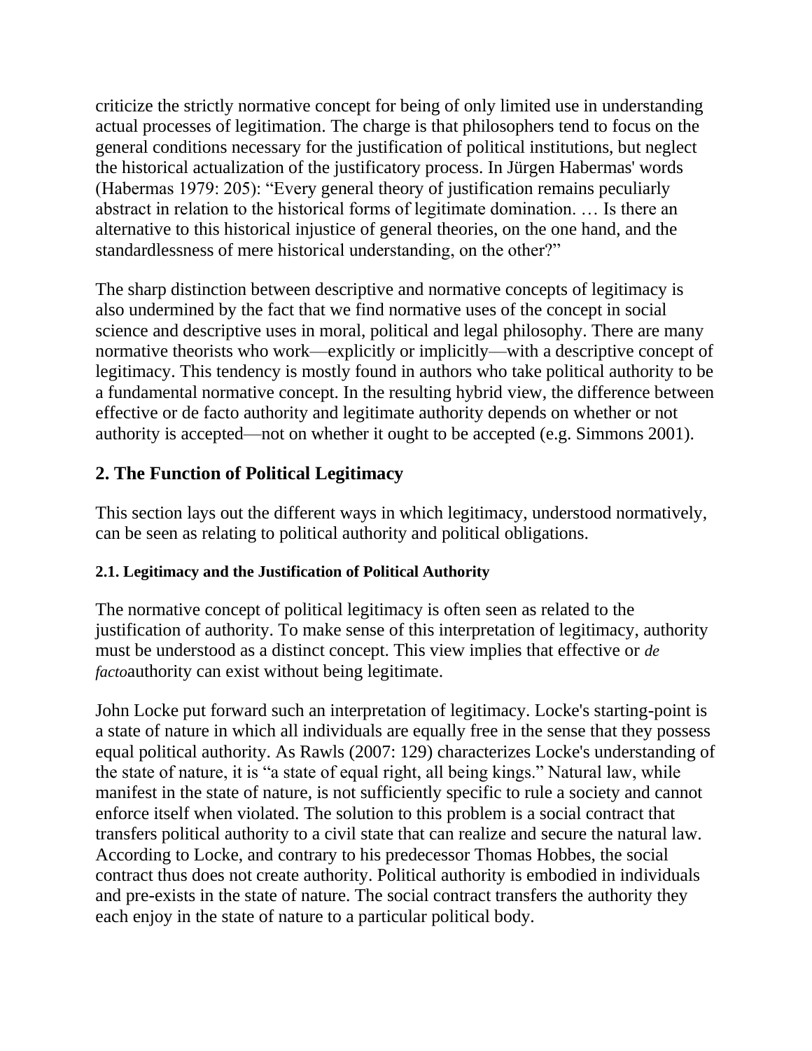criticize the strictly normative concept for being of only limited use in understanding actual processes of legitimation. The charge is that philosophers tend to focus on the general conditions necessary for the justification of political institutions, but neglect the historical actualization of the justificatory process. In Jürgen Habermas' words (Habermas 1979: 205): "Every general theory of justification remains peculiarly abstract in relation to the historical forms of legitimate domination. … Is there an alternative to this historical injustice of general theories, on the one hand, and the standardlessness of mere historical understanding, on the other?"

The sharp distinction between descriptive and normative concepts of legitimacy is also undermined by the fact that we find normative uses of the concept in social science and descriptive uses in moral, political and legal philosophy. There are many normative theorists who work—explicitly or implicitly—with a descriptive concept of legitimacy. This tendency is mostly found in authors who take political authority to be a fundamental normative concept. In the resulting hybrid view, the difference between effective or de facto authority and legitimate authority depends on whether or not authority is accepted—not on whether it ought to be accepted (e.g. Simmons 2001).

## 2. The Function of Political Legitimacy

This section lays out the different ways in which legitimacy, understood normatively, can be seen as relating to political authority and political obligations.

### 2.1. Legitimacy and the Justification of Political Authority

The normative concept of political legitimacy is often seen as related to the justification of authority. To make sense of this interpretation of legitimacy, authority must be understood as a distinct concept. This view implies that effective or *de facto*authority can exist without being legitimate.

John Locke put forward such an interpretation of legitimacy. Locke's starting-point is a state of nature in which all individuals are equally free in the sense that they possess equal political authority. As Rawls (2007: 129) characterizes Locke's understanding of the state of nature, it is "a state of equal right, all being kings." Natural law, while manifest in the state of nature, is not sufficiently specific to rule a society and cannot enforce itself when violated. The solution to this problem is a social contract that transfers political authority to a civil state that can realize and secure the natural law. According to Locke, and contrary to his predecessor Thomas Hobbes, the social contract thus does not create authority. Political authority is embodied in individuals and pre-exists in the state of nature. The social contract transfers the authority they each enjoy in the state of nature to a particular political body.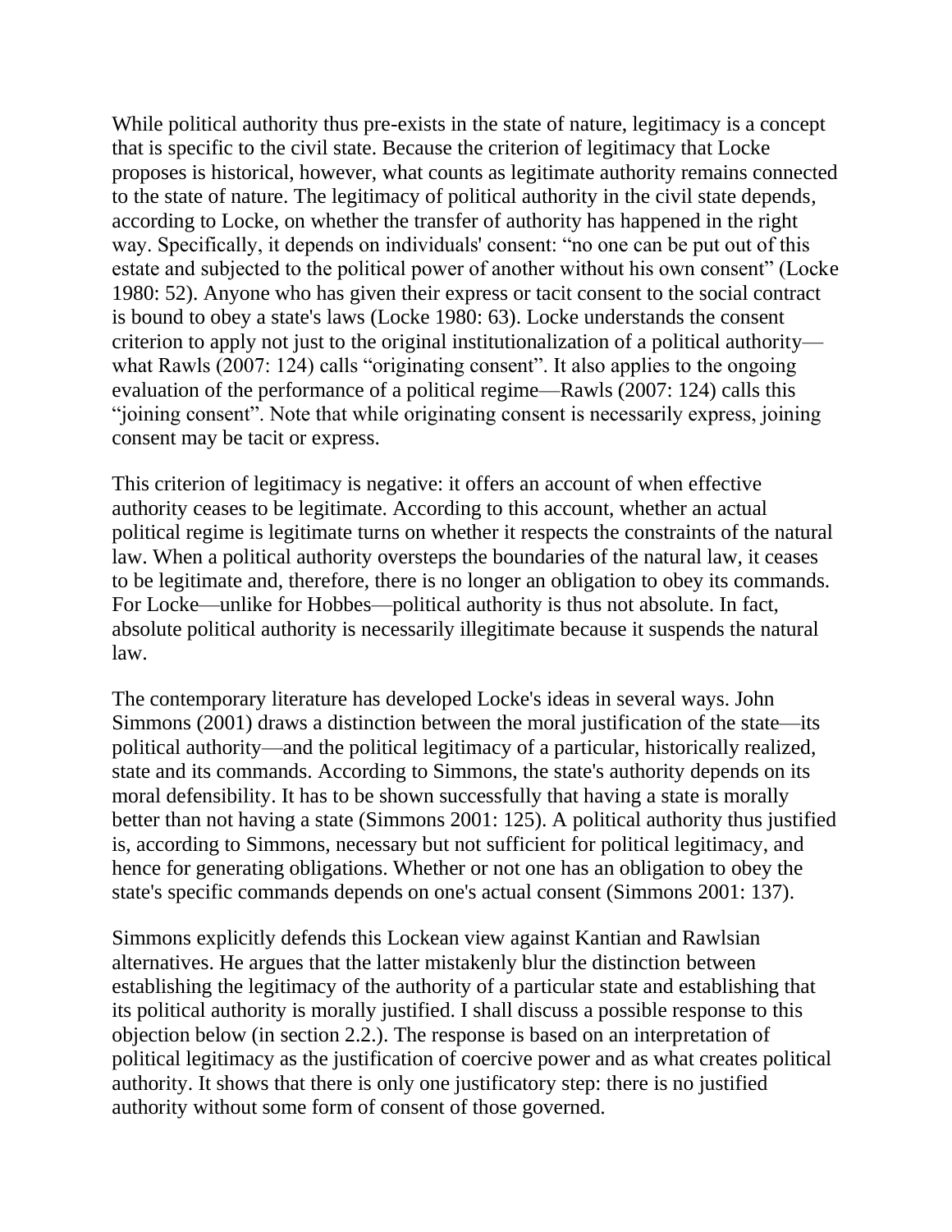While political authority thus pre-exists in the state of nature, legitimacy is a concept that is specific to the civil state. Because the criterion of legitimacy that Locke proposes is historical, however, what counts as legitimate authority remains connected to the state of nature. The legitimacy of political authority in the civil state depends, according to Locke, on whether the transfer of authority has happened in the right way. Specifically, it depends on individuals' consent: "no one can be put out of this estate and subjected to the political power of another without his own consent" (Locke 1980: 52). Anyone who has given their express or tacit consent to the social contract is bound to obey a state's laws (Locke 1980: 63). Locke understands the consent criterion to apply not just to the original institutionalization of a political authority—what Rawls (2007: 124) calls "originating consent". It also applies to the ongoing evaluation of the performance of a political regime—Rawls (2007: 124) calls this "joining consent". Note that while originating consent is necessarily express, joining consent may be tacit or express.

This criterion of legitimacy is negative: it offers an account of when effective authority ceases to be legitimate. According to this account, whether an actual political regime is legitimate turns on whether it respects the constraints of the natural law. When a political authority oversteps the boundaries of the natural law, it ceases to be legitimate and, therefore, there is no longer an obligation to obey its commands. For Locke—unlike for Hobbes—political authority is thus not absolute. In fact, absolute political authority is necessarily illegitimate because it suspends the natural law.

The contemporary literature has developed Locke's ideas in several ways. John Simmons (2001) draws a distinction between the moral justification of the state—its political authority—and the political legitimacy of a particular, historically realized, state and its commands. According to Simmons, the state's authority depends on its moral defensibility. It has to be shown successfully that having a state is morally better than not having a state (Simmons 2001: 125). A political authority thus justified is, according to Simmons, necessary but not sufficient for political legitimacy, and hence for generating obligations. Whether or not one has an obligation to obey the state's specific commands depends on one's actual consent (Simmons 2001: 137).

Simmons explicitly defends this Lockean view against Kantian and Rawlsian alternatives. He argues that the latter mistakenly blur the distinction between establishing the legitimacy of the authority of a particular state and establishing that its political authority is morally justified. I shall discuss a possible response to this objection below (in section 2.2.). The response is based on an interpretation of political legitimacy as the justification of coercive power and as what creates political authority. It shows that there is only one justificatory step: there is no justified authority without some form of consent of those governed.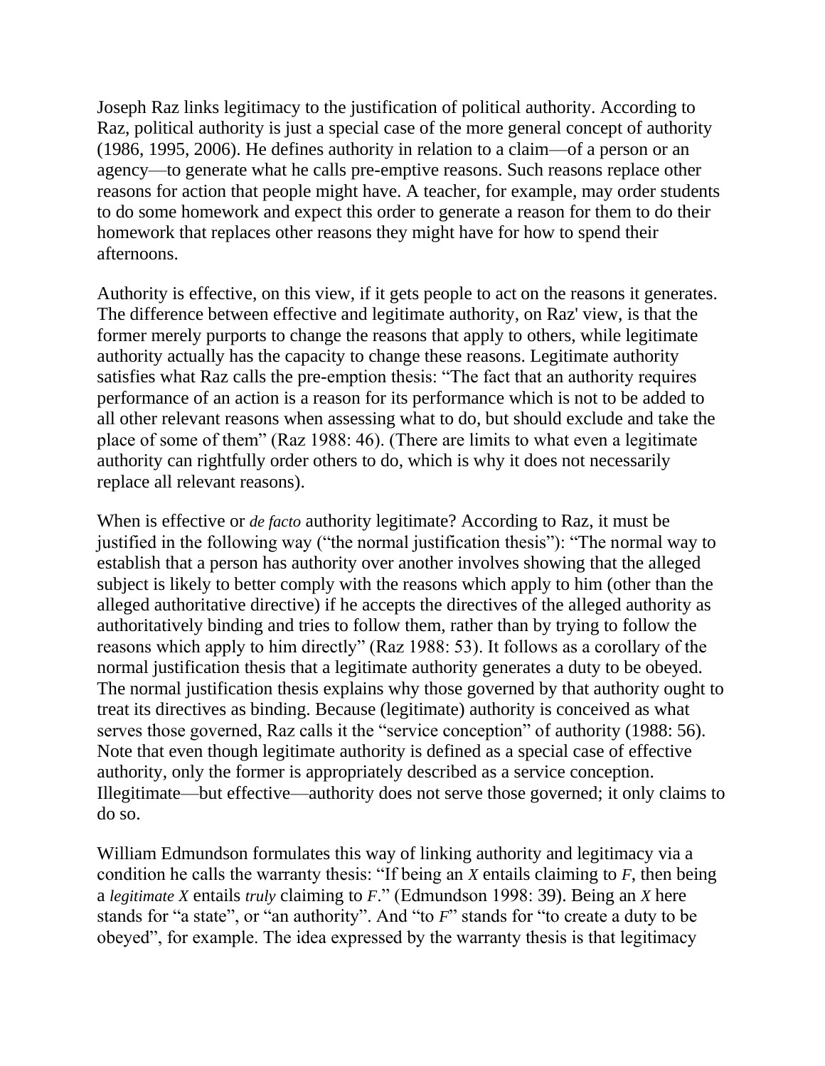Joseph Raz links legitimacy to the justification of political authority. According to Raz, political authority is just a special case of the more general concept of authority (1986, 1995, 2006). He defines authority in relation to a claim—of a person or an agency—to generate what he calls pre-emptive reasons. Such reasons replace other reasons for action that people might have. A teacher, for example, may order students to do some homework and expect this order to generate a reason for them to do their homework that replaces other reasons they might have for how to spend their afternoons.

Authority is effective, on this view, if it gets people to act on the reasons it generates. The difference between effective and legitimate authority, on Raz' view, is that the former merely purports to change the reasons that apply to others, while legitimate authority actually has the capacity to change these reasons. Legitimate authority satisfies what Raz calls the pre-emption thesis: "The fact that an authority requires performance of an action is a reason for its performance which is not to be added to all other relevant reasons when assessing what to do, but should exclude and take the place of some of them" (Raz 1988: 46). (There are limits to what even a legitimate authority can rightfully order others to do, which is why it does not necessarily replace all relevant reasons).

When is effective or *de facto* authority legitimate? According to Raz, it must be justified in the following way ("the normal justification thesis"): "The normal way to establish that a person has authority over another involves showing that the alleged subject is likely to better comply with the reasons which apply to him (other than the alleged authoritative directive) if he accepts the directives of the alleged authority as authoritatively binding and tries to follow them, rather than by trying to follow the reasons which apply to him directly" (Raz 1988: 53). It follows as a corollary of the normal justification thesis that a legitimate authority generates a duty to be obeyed. The normal justification thesis explains why those governed by that authority ought to treat its directives as binding. Because (legitimate) authority is conceived as what serves those governed, Raz calls it the "service conception" of authority (1988: 56). Note that even though legitimate authority is defined as a special case of effective authority, only the former is appropriately described as a service conception. Illegitimate—but effective—authority does not serve those governed; it only claims to do so.

William Edmundson formulates this way of linking authority and legitimacy via a condition he calls the warranty thesis: "If being an *X* entails claiming to *F*, then being a *legitimate X* entails *truly* claiming to *F*." (Edmundson 1998: 39). Being an *X* here stands for "a state", or "an authority". And "to *F*" stands for "to create a duty to be obeyed", for example. The idea expressed by the warranty thesis is that legitimacy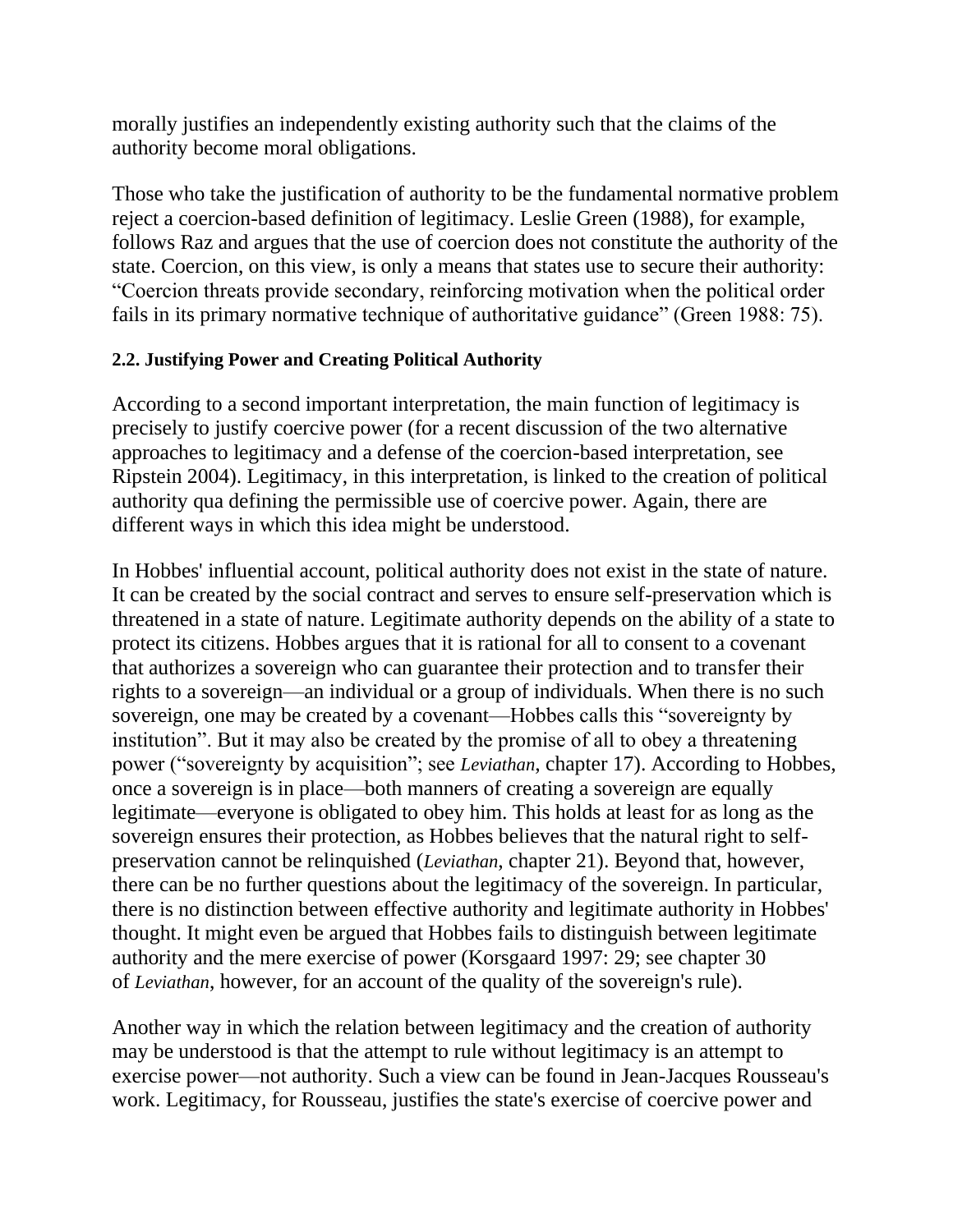morally justifies an independently existing authority such that the claims of the authority become moral obligations.

Those who take the justification of authority to be the fundamental normative problem reject a coercion-based definition of legitimacy. Leslie Green (1988), for example, follows Raz and argues that the use of coercion does not constitute the authority of the state. Coercion, on this view, is only a means that states use to secure their authority: "Coercion threats provide secondary, reinforcing motivation when the political order fails in its primary normative technique of authoritative guidance" (Green 1988: 75).

#### 2.2. Justifying Power and Creating Political Authority

According to a second important interpretation, the main function of legitimacy is precisely to justify coercive power (for a recent discussion of the two alternative approaches to legitimacy and a defense of the coercion-based interpretation, see Ripstein 2004). Legitimacy, in this interpretation, is linked to the creation of political authority qua defining the permissible use of coercive power. Again, there are different ways in which this idea might be understood.

In Hobbes' influential account, political authority does not exist in the state of nature. It can be created by the social contract and serves to ensure self-preservation which is threatened in a state of nature. Legitimate authority depends on the ability of a state to protect its citizens. Hobbes argues that it is rational for all to consent to a covenant that authorizes a sovereign who can guarantee their protection and to transfer their rights to a sovereign—an individual or a group of individuals. When there is no such sovereign, one may be created by a covenant—Hobbes calls this "sovereignty by institution". But it may also be created by the promise of all to obey a threatening power ("sovereignty by acquisition"; see *Leviathan*, chapter 17). According to Hobbes, once a sovereign is in place—both manners of creating a sovereign are equally legitimate—everyone is obligated to obey him. This holds at least for as long as the sovereign ensures their protection, as Hobbes believes that the natural right to self-preservation cannot be relinquished (*Leviathan*, chapter 21). Beyond that, however, there can be no further questions about the legitimacy of the sovereign. In particular, there is no distinction between effective authority and legitimate authority in Hobbes' thought. It might even be argued that Hobbes fails to distinguish between legitimate authority and the mere exercise of power (Korsgaard 1997: 29; see chapter 30 of *Leviathan*, however, for an account of the quality of the sovereign's rule).

Another way in which the relation between legitimacy and the creation of authority may be understood is that the attempt to rule without legitimacy is an attempt to exercise power—not authority. Such a view can be found in Jean-Jacques Rousseau's work. Legitimacy, for Rousseau, justifies the state's exercise of coercive power and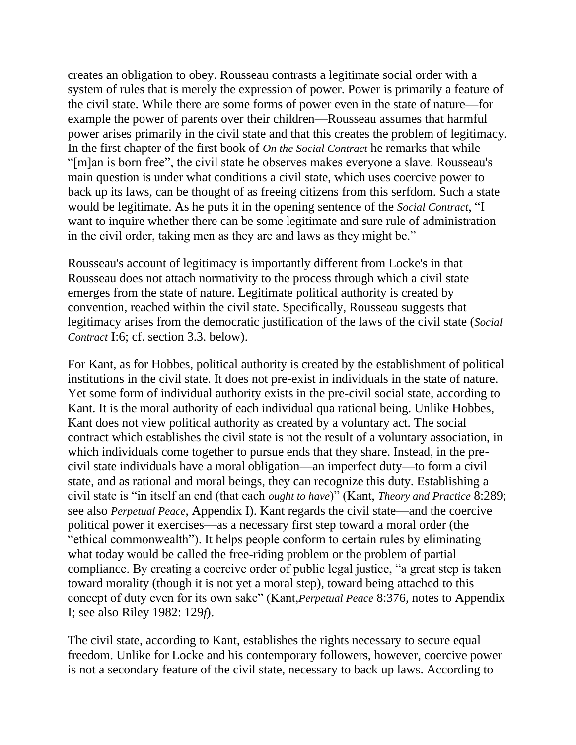creates an obligation to obey. Rousseau contrasts a legitimate social order with a system of rules that is merely the expression of power. Power is primarily a feature of the civil state. While there are some forms of power even in the state of nature—for example the power of parents over their children—Rousseau assumes that harmful power arises primarily in the civil state and that this creates the problem of legitimacy. In the first chapter of the first book of *On the Social Contract* he remarks that while "[m]an is born free", the civil state he observes makes everyone a slave. Rousseau's main question is under what conditions a civil state, which uses coercive power to back up its laws, can be thought of as freeing citizens from this serfdom. Such a state would be legitimate. As he puts it in the opening sentence of the *Social Contract*, "I want to inquire whether there can be some legitimate and sure rule of administration in the civil order, taking men as they are and laws as they might be."

Rousseau's account of legitimacy is importantly different from Locke's in that Rousseau does not attach normativity to the process through which a civil state emerges from the state of nature. Legitimate political authority is created by convention, reached within the civil state. Specifically, Rousseau suggests that legitimacy arises from the democratic justification of the laws of the civil state (*Social Contract* I:6; cf. section 3.3. below).

For Kant, as for Hobbes, political authority is created by the establishment of political institutions in the civil state. It does not pre-exist in individuals in the state of nature. Yet some form of individual authority exists in the pre-civil social state, according to Kant. It is the moral authority of each individual qua rational being. Unlike Hobbes, Kant does not view political authority as created by a voluntary act. The social contract which establishes the civil state is not the result of a voluntary association, in which individuals come together to pursue ends that they share. Instead, in the pre-civil state individuals have a moral obligation—an imperfect duty—to form a civil state, and as rational and moral beings, they can recognize this duty. Establishing a civil state is "in itself an end (that each *ought to have*)" (Kant, *Theory and Practice* 8:289; see also *Perpetual Peace*, Appendix I). Kant regards the civil state—and the coercive political power it exercises—as a necessary first step toward a moral order (the "ethical commonwealth"). It helps people conform to certain rules by eliminating what today would be called the free-riding problem or the problem of partial compliance. By creating a coercive order of public legal justice, "a great step is taken toward morality (though it is not yet a moral step), toward being attached to this concept of duty even for its own sake" (Kant,*Perpetual Peace* 8:376, notes to Appendix I; see also Riley 1982: 129*f*).

The civil state, according to Kant, establishes the rights necessary to secure equal freedom. Unlike for Locke and his contemporary followers, however, coercive power is not a secondary feature of the civil state, necessary to back up laws. According to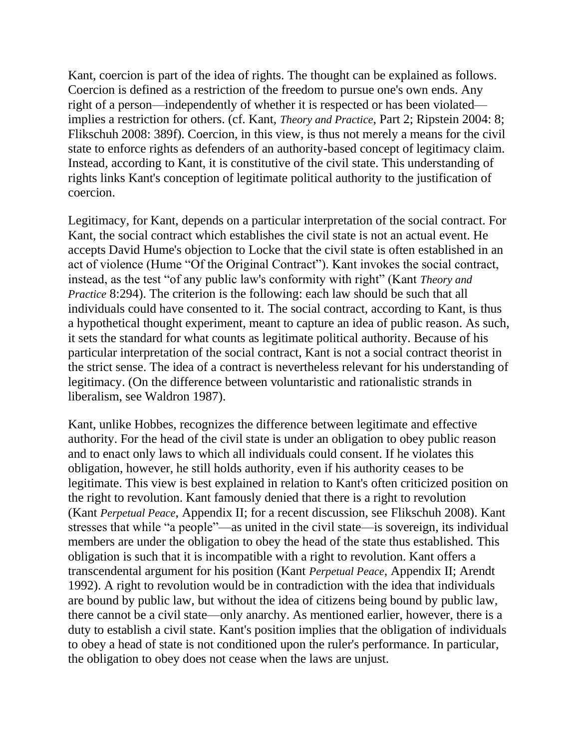Kant, coercion is part of the idea of rights. The thought can be explained as follows. Coercion is defined as a restriction of the freedom to pursue one's own ends. Any right of a person—independently of whether it is respected or has been violated—implies a restriction for others. (cf. Kant, *Theory and Practice*, Part 2; Ripstein 2004: 8; Flikschuh 2008: 389f). Coercion, in this view, is thus not merely a means for the civil state to enforce rights as defenders of an authority-based concept of legitimacy claim. Instead, according to Kant, it is constitutive of the civil state. This understanding of rights links Kant's conception of legitimate political authority to the justification of coercion.

Legitimacy, for Kant, depends on a particular interpretation of the social contract. For Kant, the social contract which establishes the civil state is not an actual event. He accepts David Hume's objection to Locke that the civil state is often established in an act of violence (Hume "Of the Original Contract"). Kant invokes the social contract, instead, as the test "of any public law's conformity with right" (Kant *Theory and Practice* 8:294). The criterion is the following: each law should be such that all individuals could have consented to it. The social contract, according to Kant, is thus a hypothetical thought experiment, meant to capture an idea of public reason. As such, it sets the standard for what counts as legitimate political authority. Because of his particular interpretation of the social contract, Kant is not a social contract theorist in the strict sense. The idea of a contract is nevertheless relevant for his understanding of legitimacy. (On the difference between voluntaristic and rationalistic strands in liberalism, see Waldron 1987).

Kant, unlike Hobbes, recognizes the difference between legitimate and effective authority. For the head of the civil state is under an obligation to obey public reason and to enact only laws to which all individuals could consent. If he violates this obligation, however, he still holds authority, even if his authority ceases to be legitimate. This view is best explained in relation to Kant's often criticized position on the right to revolution. Kant famously denied that there is a right to revolution (Kant *Perpetual Peace*, Appendix II; for a recent discussion, see Flikschuh 2008). Kant stresses that while "a people"—as united in the civil state—is sovereign, its individual members are under the obligation to obey the head of the state thus established. This obligation is such that it is incompatible with a right to revolution. Kant offers a transcendental argument for his position (Kant *Perpetual Peace*, Appendix II; Arendt 1992). A right to revolution would be in contradiction with the idea that individuals are bound by public law, but without the idea of citizens being bound by public law, there cannot be a civil state—only anarchy. As mentioned earlier, however, there is a duty to establish a civil state. Kant's position implies that the obligation of individuals to obey a head of state is not conditioned upon the ruler's performance. In particular, the obligation to obey does not cease when the laws are unjust.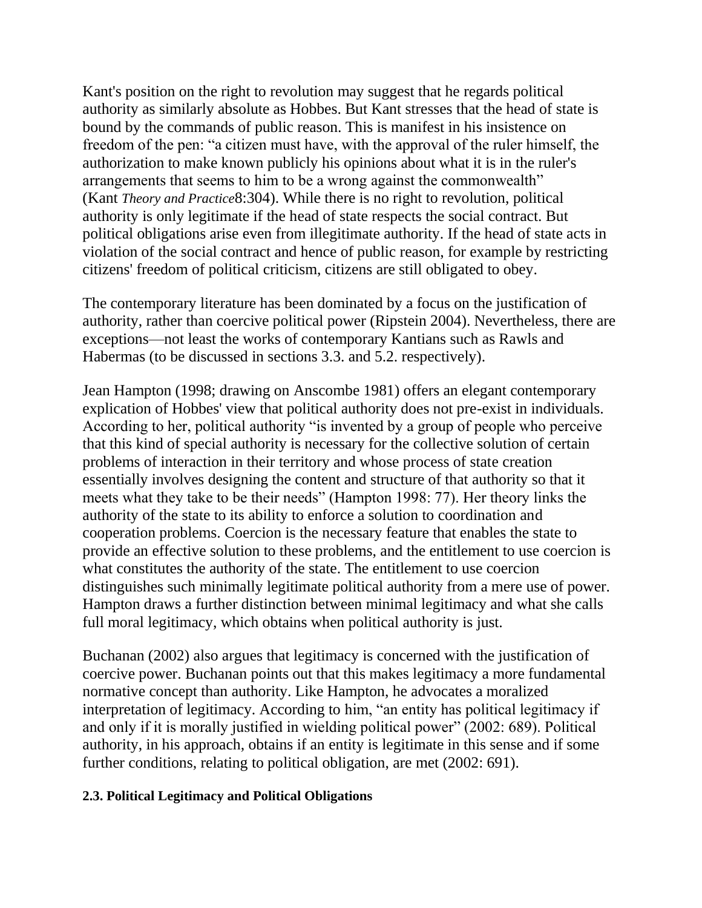Kant's position on the right to revolution may suggest that he regards political authority as similarly absolute as Hobbes. But Kant stresses that the head of state is bound by the commands of public reason. This is manifest in his insistence on freedom of the pen: "a citizen must have, with the approval of the ruler himself, the authorization to make known publicly his opinions about what it is in the ruler's arrangements that seems to him to be a wrong against the commonwealth" (Kant *Theory and Practice* 8:304). While there is no right to revolution, political authority is only legitimate if the head of state respects the social contract. But political obligations arise even from illegitimate authority. If the head of state acts in violation of the social contract and hence of public reason, for example by restricting citizens' freedom of political criticism, citizens are still obligated to obey.

The contemporary literature has been dominated by a focus on the justification of authority, rather than coercive political power (Ripstein 2004). Nevertheless, there are exceptions—not least the works of contemporary Kantians such as Rawls and Habermas (to be discussed in sections 3.3. and 5.2. respectively).

Jean Hampton (1998; drawing on Anscombe 1981) offers an elegant contemporary explication of Hobbes' view that political authority does not pre-exist in individuals. According to her, political authority "is invented by a group of people who perceive that this kind of special authority is necessary for the collective solution of certain problems of interaction in their territory and whose process of state creation essentially involves designing the content and structure of that authority so that it meets what they take to be their needs" (Hampton 1998: 77). Her theory links the authority of the state to its ability to enforce a solution to coordination and cooperation problems. Coercion is the necessary feature that enables the state to provide an effective solution to these problems, and the entitlement to use coercion is what constitutes the authority of the state. The entitlement to use coercion distinguishes such minimally legitimate political authority from a mere use of power. Hampton draws a further distinction between minimal legitimacy and what she calls full moral legitimacy, which obtains when political authority is just.

Buchanan (2002) also argues that legitimacy is concerned with the justification of coercive power. Buchanan points out that this makes legitimacy a more fundamental normative concept than authority. Like Hampton, he advocates a moralized interpretation of legitimacy. According to him, "an entity has political legitimacy if and only if it is morally justified in wielding political power" (2002: 689). Political authority, in his approach, obtains if an entity is legitimate in this sense and if some further conditions, relating to political obligation, are met (2002: 691).

### 2.3. Political Legitimacy and Political Obligations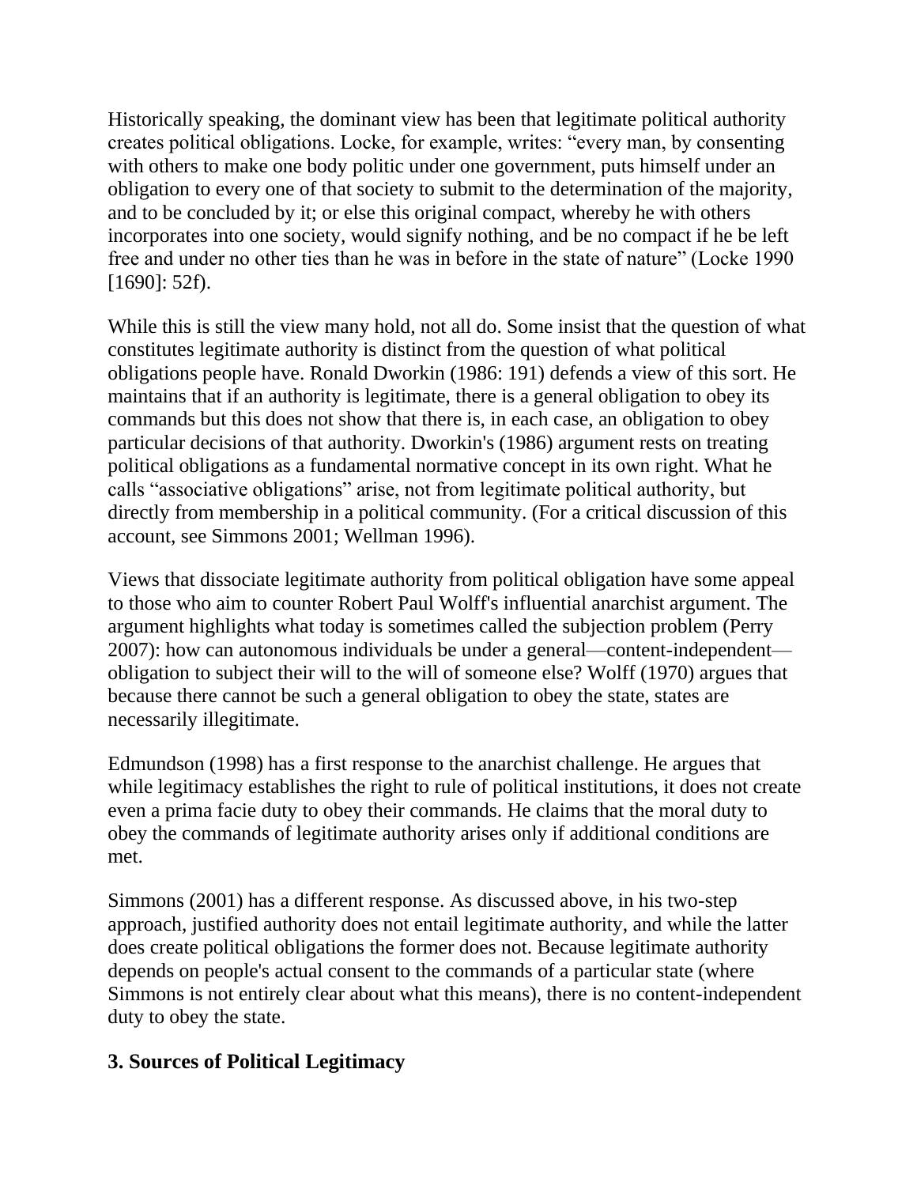Historically speaking, the dominant view has been that legitimate political authority creates political obligations. Locke, for example, writes: "every man, by consenting with others to make one body politic under one government, puts himself under an obligation to every one of that society to submit to the determination of the majority, and to be concluded by it; or else this original compact, whereby he with others incorporates into one society, would signify nothing, and be no compact if he be left free and under no other ties than he was in before in the state of nature" (Locke 1990 [1690]: 52f).

While this is still the view many hold, not all do. Some insist that the question of what constitutes legitimate authority is distinct from the question of what political obligations people have. Ronald Dworkin (1986: 191) defends a view of this sort. He maintains that if an authority is legitimate, there is a general obligation to obey its commands but this does not show that there is, in each case, an obligation to obey particular decisions of that authority. Dworkin's (1986) argument rests on treating political obligations as a fundamental normative concept in its own right. What he calls "associative obligations" arise, not from legitimate political authority, but directly from membership in a political community. (For a critical discussion of this account, see Simmons 2001; Wellman 1996).

Views that dissociate legitimate authority from political obligation have some appeal to those who aim to counter Robert Paul Wolff's influential anarchist argument. The argument highlights what today is sometimes called the subjection problem (Perry 2007): how can autonomous individuals be under a general—content-independent—obligation to subject their will to the will of someone else? Wolff (1970) argues that because there cannot be such a general obligation to obey the state, states are necessarily illegitimate.

Edmundson (1998) has a first response to the anarchist challenge. He argues that while legitimacy establishes the right to rule of political institutions, it does not create even a prima facie duty to obey their commands. He claims that the moral duty to obey the commands of legitimate authority arises only if additional conditions are met.

Simmons (2001) has a different response. As discussed above, in his two-step approach, justified authority does not entail legitimate authority, and while the latter does create political obligations the former does not. Because legitimate authority depends on people's actual consent to the commands of a particular state (where Simmons is not entirely clear about what this means), there is no content-independent duty to obey the state.

## 3. Sources of Political Legitimacy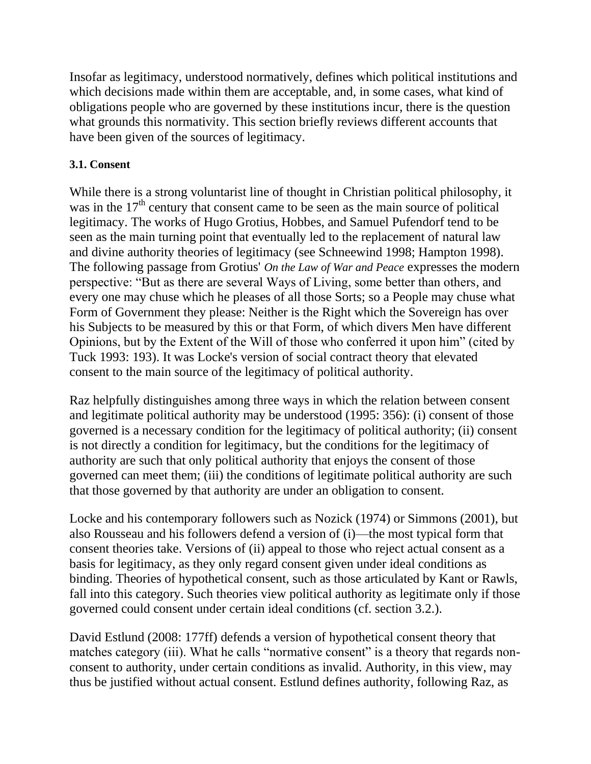Insofar as legitimacy, understood normatively, defines which political institutions and which decisions made within them are acceptable, and, in some cases, what kind of obligations people who are governed by these institutions incur, there is the question what grounds this normativity. This section briefly reviews different accounts that have been given of the sources of legitimacy.

### 3.1. Consent

While there is a strong voluntarist line of thought in Christian political philosophy, it was in the 17th century that consent came to be seen as the main source of political legitimacy. The works of Hugo Grotius, Hobbes, and Samuel Pufendorf tend to be seen as the main turning point that eventually led to the replacement of natural law and divine authority theories of legitimacy (see Schneewind 1998; Hampton 1998). The following passage from Grotius' *On the Law of War and Peace* expresses the modern perspective: "But as there are several Ways of Living, some better than others, and every one may chuse which he pleases of all those Sorts; so a People may chuse what Form of Government they please: Neither is the Right which the Sovereign has over his Subjects to be measured by this or that Form, of which divers Men have different Opinions, but by the Extent of the Will of those who conferred it upon him" (cited by Tuck 1993: 193). It was Locke's version of social contract theory that elevated consent to the main source of the legitimacy of political authority.

Raz helpfully distinguishes among three ways in which the relation between consent and legitimate political authority may be understood (1995: 356): (i) consent of those governed is a necessary condition for the legitimacy of political authority; (ii) consent is not directly a condition for legitimacy, but the conditions for the legitimacy of authority are such that only political authority that enjoys the consent of those governed can meet them; (iii) the conditions of legitimate political authority are such that those governed by that authority are under an obligation to consent.

Locke and his contemporary followers such as Nozick (1974) or Simmons (2001), but also Rousseau and his followers defend a version of (i)—the most typical form that consent theories take. Versions of (ii) appeal to those who reject actual consent as a basis for legitimacy, as they only regard consent given under ideal conditions as binding. Theories of hypothetical consent, such as those articulated by Kant or Rawls, fall into this category. Such theories view political authority as legitimate only if those governed could consent under certain ideal conditions (cf. section 3.2.).

David Estlund (2008: 177ff) defends a version of hypothetical consent theory that matches category (iii). What he calls "normative consent" is a theory that regards non-consent to authority, under certain conditions as invalid. Authority, in this view, may thus be justified without actual consent. Estlund defines authority, following Raz, as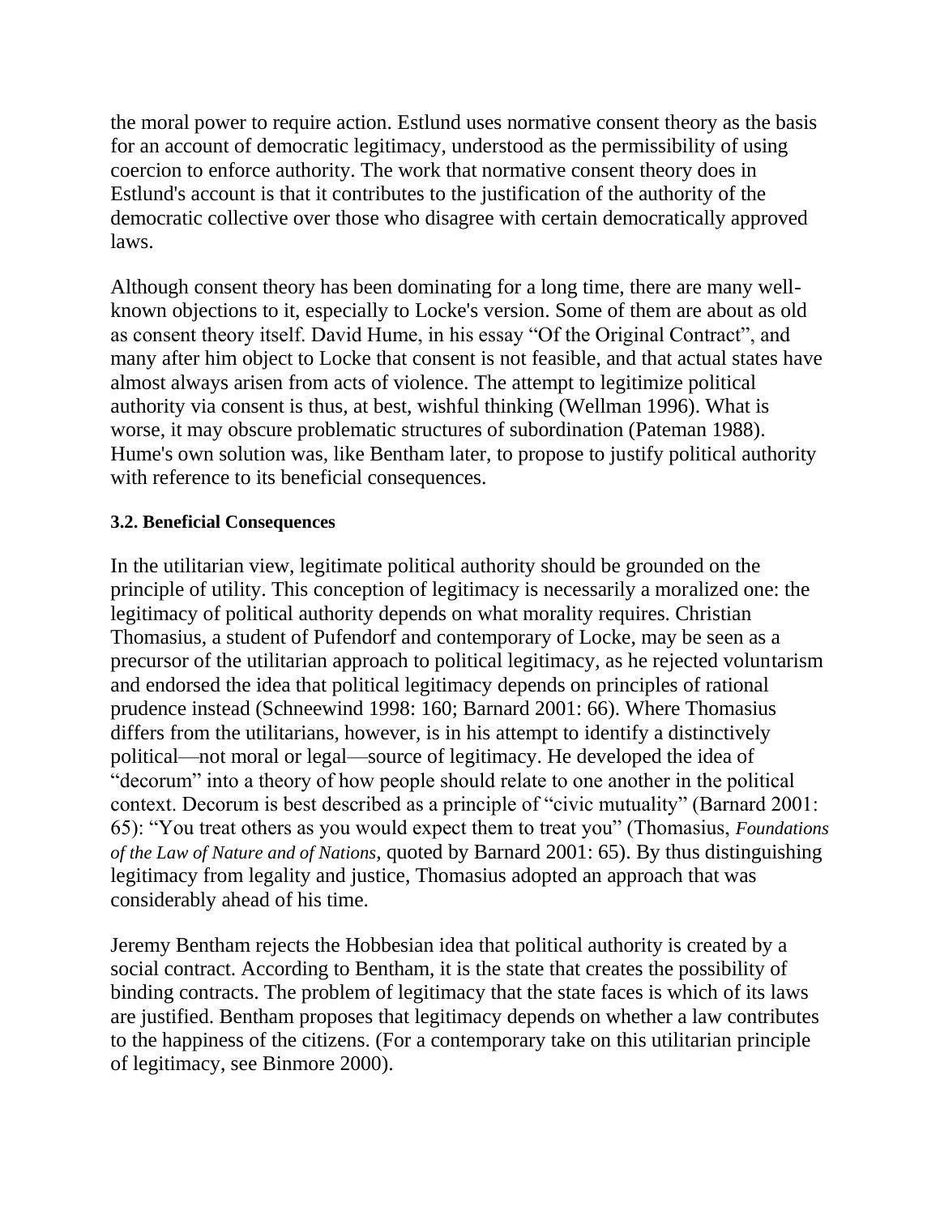the moral power to require action. Estlund uses normative consent theory as the basis for an account of democratic legitimacy, understood as the permissibility of using coercion to enforce authority. The work that normative consent theory does in Estlund's account is that it contributes to the justification of the authority of the democratic collective over those who disagree with certain democratically approved laws.

Although consent theory has been dominating for a long time, there are many well-known objections to it, especially to Locke's version. Some of them are about as old as consent theory itself. David Hume, in his essay "Of the Original Contract", and many after him object to Locke that consent is not feasible, and that actual states have almost always arisen from acts of violence. The attempt to legitimize political authority via consent is thus, at best, wishful thinking (Wellman 1996). What is worse, it may obscure problematic structures of subordination (Pateman 1988). Hume's own solution was, like Bentham later, to propose to justify political authority with reference to its beneficial consequences.

### 3.2. Beneficial Consequences

In the utilitarian view, legitimate political authority should be grounded on the principle of utility. This conception of legitimacy is necessarily a moralized one: the legitimacy of political authority depends on what morality requires. Christian Thomasius, a student of Pufendorf and contemporary of Locke, may be seen as a precursor of the utilitarian approach to political legitimacy, as he rejected voluntarism and endorsed the idea that political legitimacy depends on principles of rational prudence instead (Schneewind 1998: 160; Barnard 2001: 66). Where Thomasius differs from the utilitarians, however, is in his attempt to identify a distinctively political—not moral or legal—source of legitimacy. He developed the idea of "decorum" into a theory of how people should relate to one another in the political context. Decorum is best described as a principle of "civic mutuality" (Barnard 2001: 65): "You treat others as you would expect them to treat you" (Thomasius, *Foundations of the Law of Nature and of Nations*, quoted by Barnard 2001: 65). By thus distinguishing legitimacy from legality and justice, Thomasius adopted an approach that was considerably ahead of his time.

Jeremy Bentham rejects the Hobbesian idea that political authority is created by a social contract. According to Bentham, it is the state that creates the possibility of binding contracts. The problem of legitimacy that the state faces is which of its laws are justified. Bentham proposes that legitimacy depends on whether a law contributes to the happiness of the citizens. (For a contemporary take on this utilitarian principle of legitimacy, see Binmore 2000).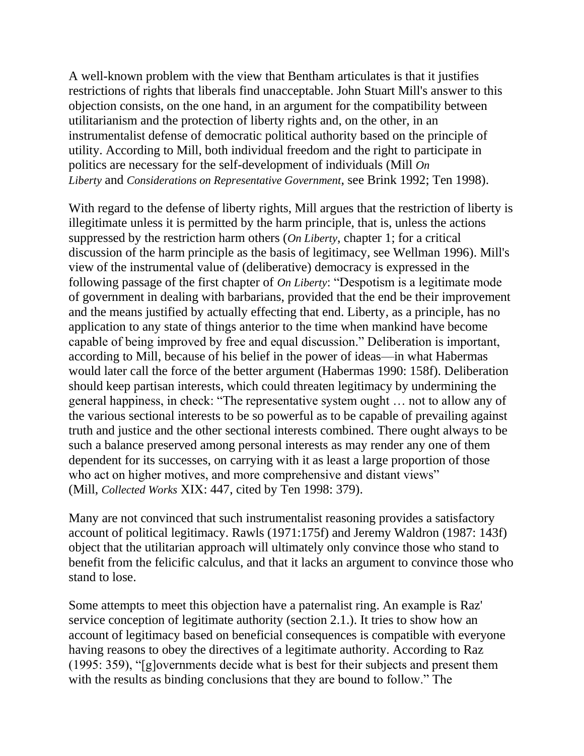A well-known problem with the view that Bentham articulates is that it justifies restrictions of rights that liberals find unacceptable. John Stuart Mill's answer to this objection consists, on the one hand, in an argument for the compatibility between utilitarianism and the protection of liberty rights and, on the other, in an instrumentalist defense of democratic political authority based on the principle of utility. According to Mill, both individual freedom and the right to participate in politics are necessary for the self-development of individuals (Mill *On Liberty* and *Considerations on Representative Government*, see Brink 1992; Ten 1998).

With regard to the defense of liberty rights, Mill argues that the restriction of liberty is illegitimate unless it is permitted by the harm principle, that is, unless the actions suppressed by the restriction harm others (*On Liberty*, chapter 1; for a critical discussion of the harm principle as the basis of legitimacy, see Wellman 1996). Mill's view of the instrumental value of (deliberative) democracy is expressed in the following passage of the first chapter of *On Liberty*: "Despotism is a legitimate mode of government in dealing with barbarians, provided that the end be their improvement and the means justified by actually effecting that end. Liberty, as a principle, has no application to any state of things anterior to the time when mankind have become capable of being improved by free and equal discussion." Deliberation is important, according to Mill, because of his belief in the power of ideas—in what Habermas would later call the force of the better argument (Habermas 1990: 158f). Deliberation should keep partisan interests, which could threaten legitimacy by undermining the general happiness, in check: "The representative system ought … not to allow any of the various sectional interests to be so powerful as to be capable of prevailing against truth and justice and the other sectional interests combined. There ought always to be such a balance preserved among personal interests as may render any one of them dependent for its successes, on carrying with it as least a large proportion of those who act on higher motives, and more comprehensive and distant views" (Mill, *Collected Works* XIX: 447, cited by Ten 1998: 379).

Many are not convinced that such instrumentalist reasoning provides a satisfactory account of political legitimacy. Rawls (1971:175f) and Jeremy Waldron (1987: 143f) object that the utilitarian approach will ultimately only convince those who stand to benefit from the felicific calculus, and that it lacks an argument to convince those who stand to lose.

Some attempts to meet this objection have a paternalist ring. An example is Raz' service conception of legitimate authority (section 2.1.). It tries to show how an account of legitimacy based on beneficial consequences is compatible with everyone having reasons to obey the directives of a legitimate authority. According to Raz (1995: 359), "[g]overnments decide what is best for their subjects and present them with the results as binding conclusions that they are bound to follow." The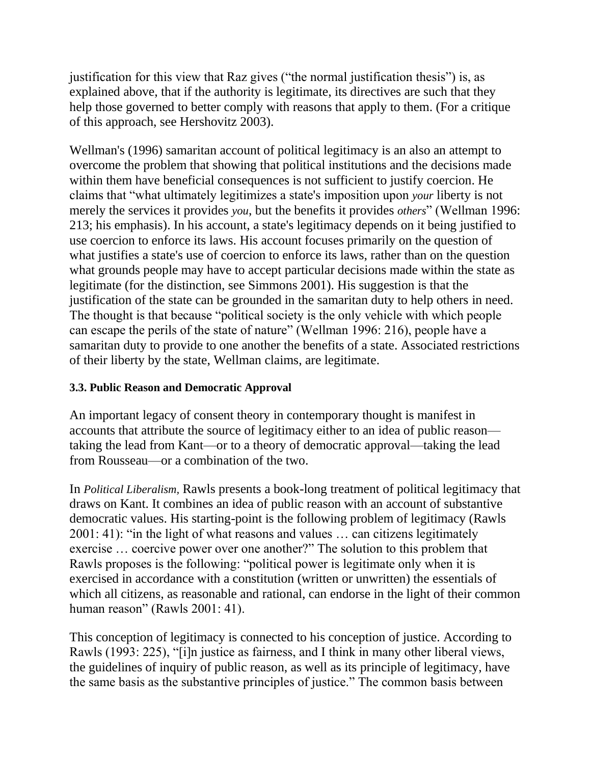justification for this view that Raz gives ("the normal justification thesis") is, as explained above, that if the authority is legitimate, its directives are such that they help those governed to better comply with reasons that apply to them. (For a critique of this approach, see Hershovitz 2003).

Wellman's (1996) samaritan account of political legitimacy is an also an attempt to overcome the problem that showing that political institutions and the decisions made within them have beneficial consequences is not sufficient to justify coercion. He claims that "what ultimately legitimizes a state's imposition upon *your* liberty is not merely the services it provides *you*, but the benefits it provides *others*" (Wellman 1996: 213; his emphasis). In his account, a state's legitimacy depends on it being justified to use coercion to enforce its laws. His account focuses primarily on the question of what justifies a state's use of coercion to enforce its laws, rather than on the question what grounds people may have to accept particular decisions made within the state as legitimate (for the distinction, see Simmons 2001). His suggestion is that the justification of the state can be grounded in the samaritan duty to help others in need. The thought is that because "political society is the only vehicle with which people can escape the perils of the state of nature" (Wellman 1996: 216), people have a samaritan duty to provide to one another the benefits of a state. Associated restrictions of their liberty by the state, Wellman claims, are legitimate.

### 3.3. Public Reason and Democratic Approval

An important legacy of consent theory in contemporary thought is manifest in accounts that attribute the source of legitimacy either to an idea of public reason—taking the lead from Kant—or to a theory of democratic approval—taking the lead from Rousseau—or a combination of the two.

In *Political Liberalism,* Rawls presents a book-long treatment of political legitimacy that draws on Kant. It combines an idea of public reason with an account of substantive democratic values. His starting-point is the following problem of legitimacy (Rawls 2001: 41): "in the light of what reasons and values … can citizens legitimately exercise … coercive power over one another?" The solution to this problem that Rawls proposes is the following: "political power is legitimate only when it is exercised in accordance with a constitution (written or unwritten) the essentials of which all citizens, as reasonable and rational, can endorse in the light of their common human reason" (Rawls 2001: 41).

This conception of legitimacy is connected to his conception of justice. According to Rawls (1993: 225), "[i]n justice as fairness, and I think in many other liberal views, the guidelines of inquiry of public reason, as well as its principle of legitimacy, have the same basis as the substantive principles of justice." The common basis between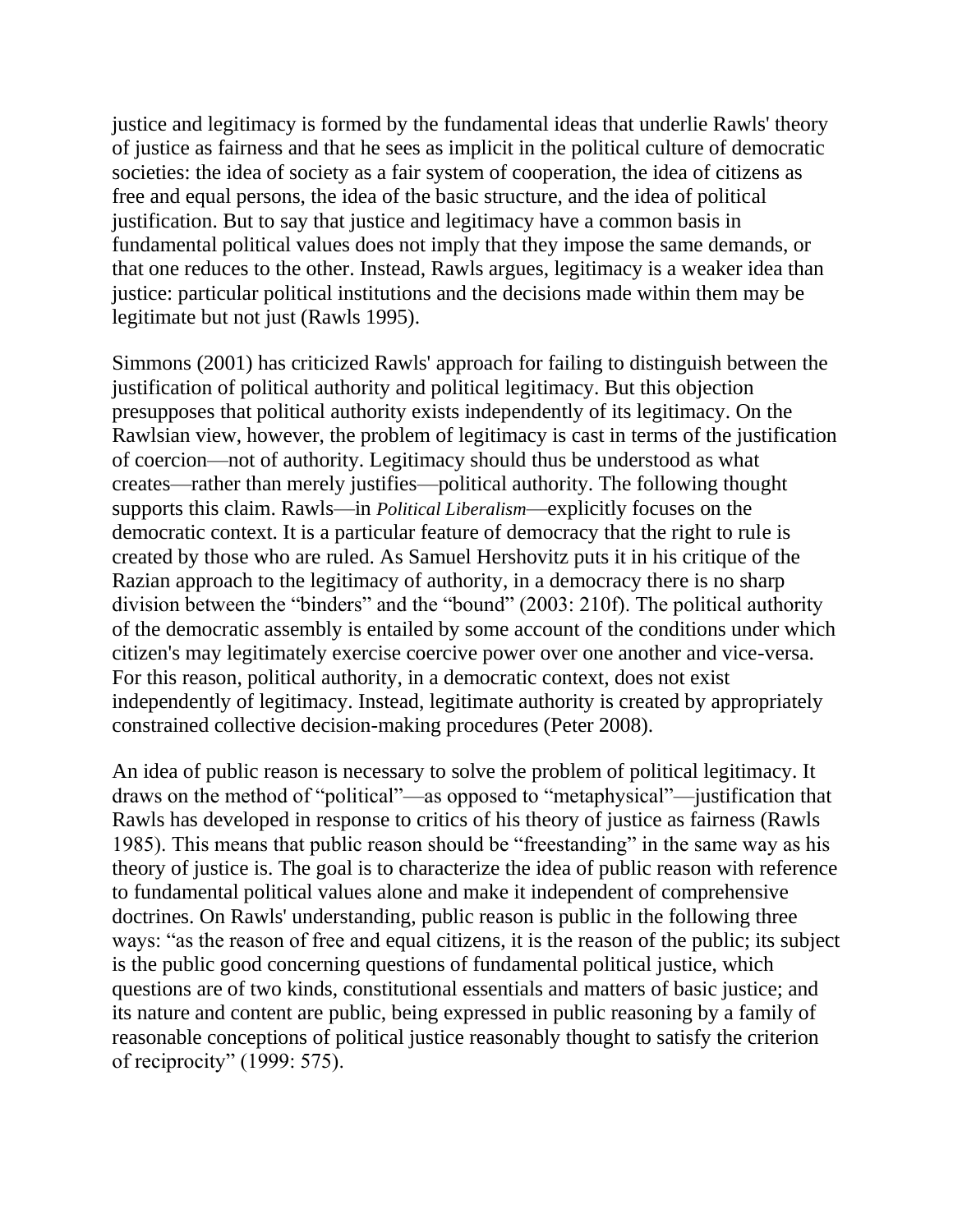justice and legitimacy is formed by the fundamental ideas that underlie Rawls' theory of justice as fairness and that he sees as implicit in the political culture of democratic societies: the idea of society as a fair system of cooperation, the idea of citizens as free and equal persons, the idea of the basic structure, and the idea of political justification. But to say that justice and legitimacy have a common basis in fundamental political values does not imply that they impose the same demands, or that one reduces to the other. Instead, Rawls argues, legitimacy is a weaker idea than justice: particular political institutions and the decisions made within them may be legitimate but not just (Rawls 1995).

Simmons (2001) has criticized Rawls' approach for failing to distinguish between the justification of political authority and political legitimacy. But this objection presupposes that political authority exists independently of its legitimacy. On the Rawlsian view, however, the problem of legitimacy is cast in terms of the justification of coercion—not of authority. Legitimacy should thus be understood as what creates—rather than merely justifies—political authority. The following thought supports this claim. Rawls—in *Political Liberalism*—explicitly focuses on the democratic context. It is a particular feature of democracy that the right to rule is created by those who are ruled. As Samuel Hershovitz puts it in his critique of the Razian approach to the legitimacy of authority, in a democracy there is no sharp division between the "binders" and the "bound" (2003: 210f). The political authority of the democratic assembly is entailed by some account of the conditions under which citizen's may legitimately exercise coercive power over one another and vice-versa. For this reason, political authority, in a democratic context, does not exist independently of legitimacy. Instead, legitimate authority is created by appropriately constrained collective decision-making procedures (Peter 2008).

An idea of public reason is necessary to solve the problem of political legitimacy. It draws on the method of "political"—as opposed to "metaphysical"—justification that Rawls has developed in response to critics of his theory of justice as fairness (Rawls 1985). This means that public reason should be "freestanding" in the same way as his theory of justice is. The goal is to characterize the idea of public reason with reference to fundamental political values alone and make it independent of comprehensive doctrines. On Rawls' understanding, public reason is public in the following three ways: "as the reason of free and equal citizens, it is the reason of the public; its subject is the public good concerning questions of fundamental political justice, which questions are of two kinds, constitutional essentials and matters of basic justice; and its nature and content are public, being expressed in public reasoning by a family of reasonable conceptions of political justice reasonably thought to satisfy the criterion of reciprocity" (1999: 575).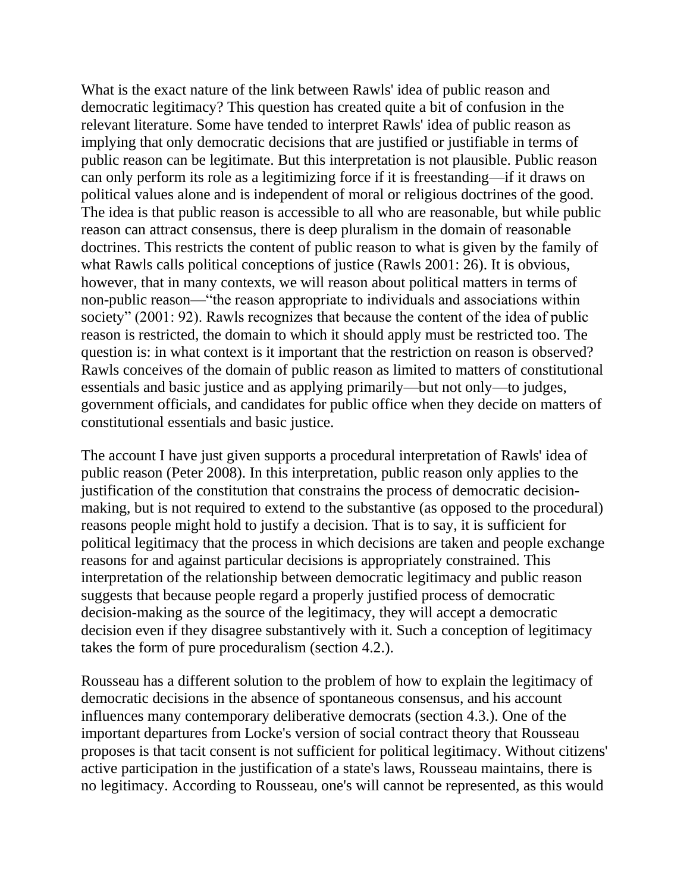What is the exact nature of the link between Rawls' idea of public reason and democratic legitimacy? This question has created quite a bit of confusion in the relevant literature. Some have tended to interpret Rawls' idea of public reason as implying that only democratic decisions that are justified or justifiable in terms of public reason can be legitimate. But this interpretation is not plausible. Public reason can only perform its role as a legitimizing force if it is freestanding—if it draws on political values alone and is independent of moral or religious doctrines of the good. The idea is that public reason is accessible to all who are reasonable, but while public reason can attract consensus, there is deep pluralism in the domain of reasonable doctrines. This restricts the content of public reason to what is given by the family of what Rawls calls political conceptions of justice (Rawls 2001: 26). It is obvious, however, that in many contexts, we will reason about political matters in terms of non-public reason—"the reason appropriate to individuals and associations within society" (2001: 92). Rawls recognizes that because the content of the idea of public reason is restricted, the domain to which it should apply must be restricted too. The question is: in what context is it important that the restriction on reason is observed? Rawls conceives of the domain of public reason as limited to matters of constitutional essentials and basic justice and as applying primarily—but not only—to judges, government officials, and candidates for public office when they decide on matters of constitutional essentials and basic justice.

The account I have just given supports a procedural interpretation of Rawls' idea of public reason (Peter 2008). In this interpretation, public reason only applies to the justification of the constitution that constrains the process of democratic decision-making, but is not required to extend to the substantive (as opposed to the procedural) reasons people might hold to justify a decision. That is to say, it is sufficient for political legitimacy that the process in which decisions are taken and people exchange reasons for and against particular decisions is appropriately constrained. This interpretation of the relationship between democratic legitimacy and public reason suggests that because people regard a properly justified process of democratic decision-making as the source of the legitimacy, they will accept a democratic decision even if they disagree substantively with it. Such a conception of legitimacy takes the form of pure proceduralism (section 4.2.).

Rousseau has a different solution to the problem of how to explain the legitimacy of democratic decisions in the absence of spontaneous consensus, and his account influences many contemporary deliberative democrats (section 4.3.). One of the important departures from Locke's version of social contract theory that Rousseau proposes is that tacit consent is not sufficient for political legitimacy. Without citizens' active participation in the justification of a state's laws, Rousseau maintains, there is no legitimacy. According to Rousseau, one's will cannot be represented, as this would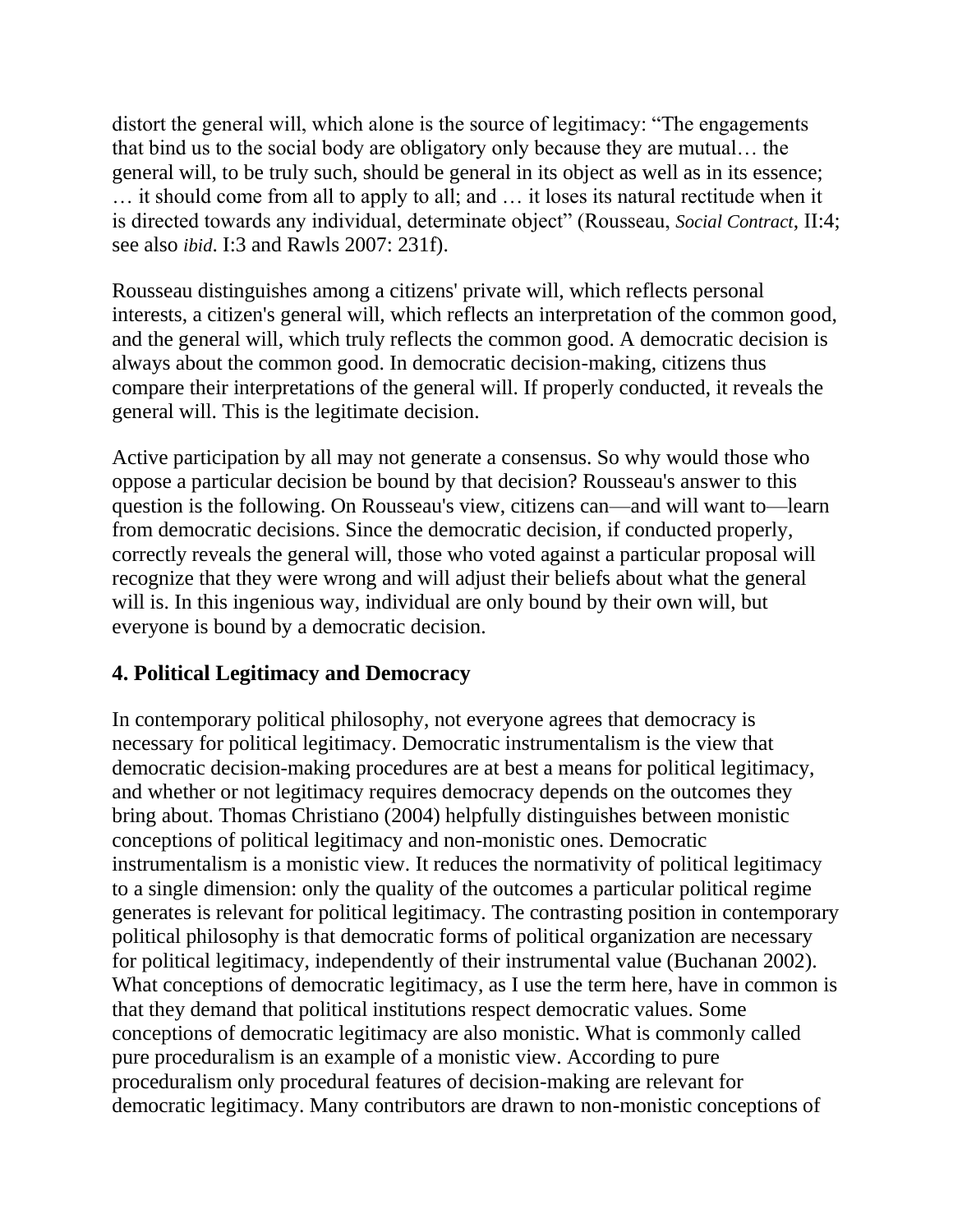distort the general will, which alone is the source of legitimacy: "The engagements that bind us to the social body are obligatory only because they are mutual… the general will, to be truly such, should be general in its object as well as in its essence; … it should come from all to apply to all; and … it loses its natural rectitude when it is directed towards any individual, determinate object" (Rousseau, *Social Contract*, II:4; see also *ibid*. I:3 and Rawls 2007: 231f).

Rousseau distinguishes among a citizens' private will, which reflects personal interests, a citizen's general will, which reflects an interpretation of the common good, and the general will, which truly reflects the common good. A democratic decision is always about the common good. In democratic decision-making, citizens thus compare their interpretations of the general will. If properly conducted, it reveals the general will. This is the legitimate decision.

Active participation by all may not generate a consensus. So why would those who oppose a particular decision be bound by that decision? Rousseau's answer to this question is the following. On Rousseau's view, citizens can—and will want to—learn from democratic decisions. Since the democratic decision, if conducted properly, correctly reveals the general will, those who voted against a particular proposal will recognize that they were wrong and will adjust their beliefs about what the general will is. In this ingenious way, individual are only bound by their own will, but everyone is bound by a democratic decision.

## 4. Political Legitimacy and Democracy

In contemporary political philosophy, not everyone agrees that democracy is necessary for political legitimacy. Democratic instrumentalism is the view that democratic decision-making procedures are at best a means for political legitimacy, and whether or not legitimacy requires democracy depends on the outcomes they bring about. Thomas Christiano (2004) helpfully distinguishes between monistic conceptions of political legitimacy and non-monistic ones. Democratic instrumentalism is a monistic view. It reduces the normativity of political legitimacy to a single dimension: only the quality of the outcomes a particular political regime generates is relevant for political legitimacy. The contrasting position in contemporary political philosophy is that democratic forms of political organization are necessary for political legitimacy, independently of their instrumental value (Buchanan 2002). What conceptions of democratic legitimacy, as I use the term here, have in common is that they demand that political institutions respect democratic values. Some conceptions of democratic legitimacy are also monistic. What is commonly called pure proceduralism is an example of a monistic view. According to pure proceduralism only procedural features of decision-making are relevant for democratic legitimacy. Many contributors are drawn to non-monistic conceptions of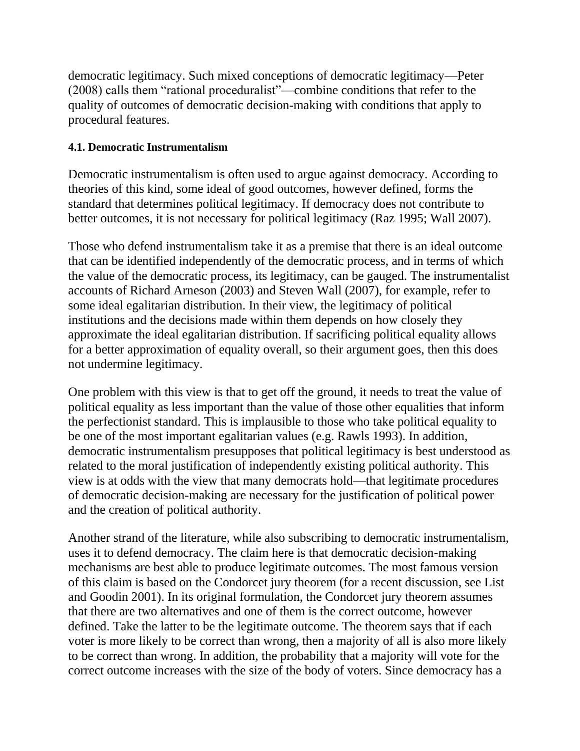democratic legitimacy. Such mixed conceptions of democratic legitimacy—Peter (2008) calls them “rational proceduralist”—combine conditions that refer to the quality of outcomes of democratic decision-making with conditions that apply to procedural features.

#### 4.1. Democratic Instrumentalism

Democratic instrumentalism is often used to argue against democracy. According to theories of this kind, some ideal of good outcomes, however defined, forms the standard that determines political legitimacy. If democracy does not contribute to better outcomes, it is not necessary for political legitimacy (Raz 1995; Wall 2007).

Those who defend instrumentalism take it as a premise that there is an ideal outcome that can be identified independently of the democratic process, and in terms of which the value of the democratic process, its legitimacy, can be gauged. The instrumentalist accounts of Richard Arneson (2003) and Steven Wall (2007), for example, refer to some ideal egalitarian distribution. In their view, the legitimacy of political institutions and the decisions made within them depends on how closely they approximate the ideal egalitarian distribution. If sacrificing political equality allows for a better approximation of equality overall, so their argument goes, then this does not undermine legitimacy.

One problem with this view is that to get off the ground, it needs to treat the value of political equality as less important than the value of those other equalities that inform the perfectionist standard. This is implausible to those who take political equality to be one of the most important egalitarian values (e.g. Rawls 1993). In addition, democratic instrumentalism presupposes that political legitimacy is best understood as related to the moral justification of independently existing political authority. This view is at odds with the view that many democrats hold—that legitimate procedures of democratic decision-making are necessary for the justification of political power and the creation of political authority.

Another strand of the literature, while also subscribing to democratic instrumentalism, uses it to defend democracy. The claim here is that democratic decision-making mechanisms are best able to produce legitimate outcomes. The most famous version of this claim is based on the Condorcet jury theorem (for a recent discussion, see List and Goodin 2001). In its original formulation, the Condorcet jury theorem assumes that there are two alternatives and one of them is the correct outcome, however defined. Take the latter to be the legitimate outcome. The theorem says that if each voter is more likely to be correct than wrong, then a majority of all is also more likely to be correct than wrong. In addition, the probability that a majority will vote for the correct outcome increases with the size of the body of voters. Since democracy has a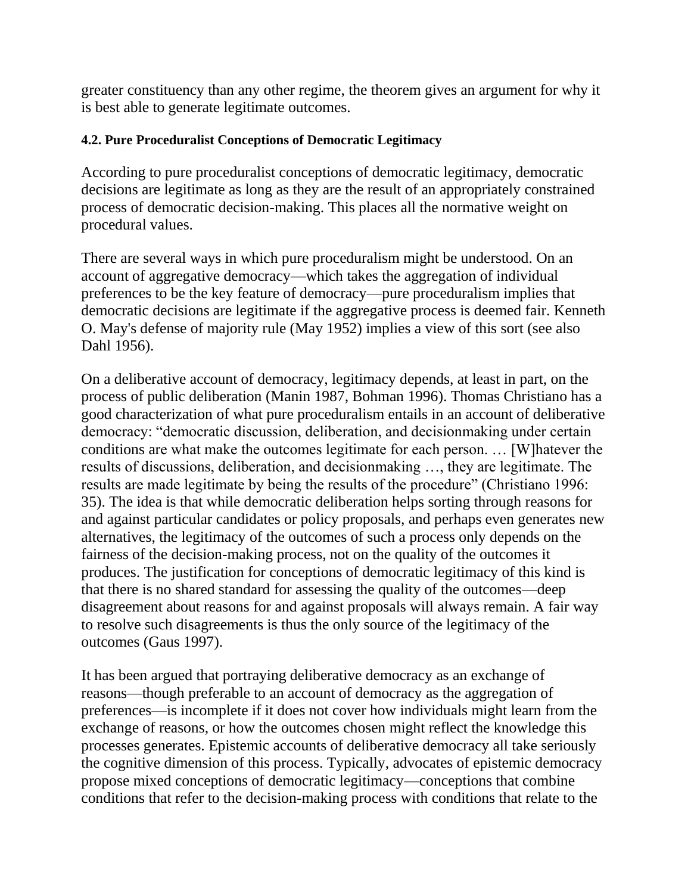greater constituency than any other regime, the theorem gives an argument for why it is best able to generate legitimate outcomes.

#### 4.2. Pure Proceduralist Conceptions of Democratic Legitimacy

According to pure proceduralist conceptions of democratic legitimacy, democratic decisions are legitimate as long as they are the result of an appropriately constrained process of democratic decision-making. This places all the normative weight on procedural values.

There are several ways in which pure proceduralism might be understood. On an account of aggregative democracy—which takes the aggregation of individual preferences to be the key feature of democracy—pure proceduralism implies that democratic decisions are legitimate if the aggregative process is deemed fair. Kenneth O. May's defense of majority rule (May 1952) implies a view of this sort (see also Dahl 1956).

On a deliberative account of democracy, legitimacy depends, at least in part, on the process of public deliberation (Manin 1987, Bohman 1996). Thomas Christiano has a good characterization of what pure proceduralism entails in an account of deliberative democracy: "democratic discussion, deliberation, and decisionmaking under certain conditions are what make the outcomes legitimate for each person. … [W]hatever the results of discussions, deliberation, and decisionmaking …, they are legitimate. The results are made legitimate by being the results of the procedure" (Christiano 1996: 35). The idea is that while democratic deliberation helps sorting through reasons for and against particular candidates or policy proposals, and perhaps even generates new alternatives, the legitimacy of the outcomes of such a process only depends on the fairness of the decision-making process, not on the quality of the outcomes it produces. The justification for conceptions of democratic legitimacy of this kind is that there is no shared standard for assessing the quality of the outcomes—deep disagreement about reasons for and against proposals will always remain. A fair way to resolve such disagreements is thus the only source of the legitimacy of the outcomes (Gaus 1997).

It has been argued that portraying deliberative democracy as an exchange of reasons—though preferable to an account of democracy as the aggregation of preferences—is incomplete if it does not cover how individuals might learn from the exchange of reasons, or how the outcomes chosen might reflect the knowledge this processes generates. Epistemic accounts of deliberative democracy all take seriously the cognitive dimension of this process. Typically, advocates of epistemic democracy propose mixed conceptions of democratic legitimacy—conceptions that combine conditions that refer to the decision-making process with conditions that relate to the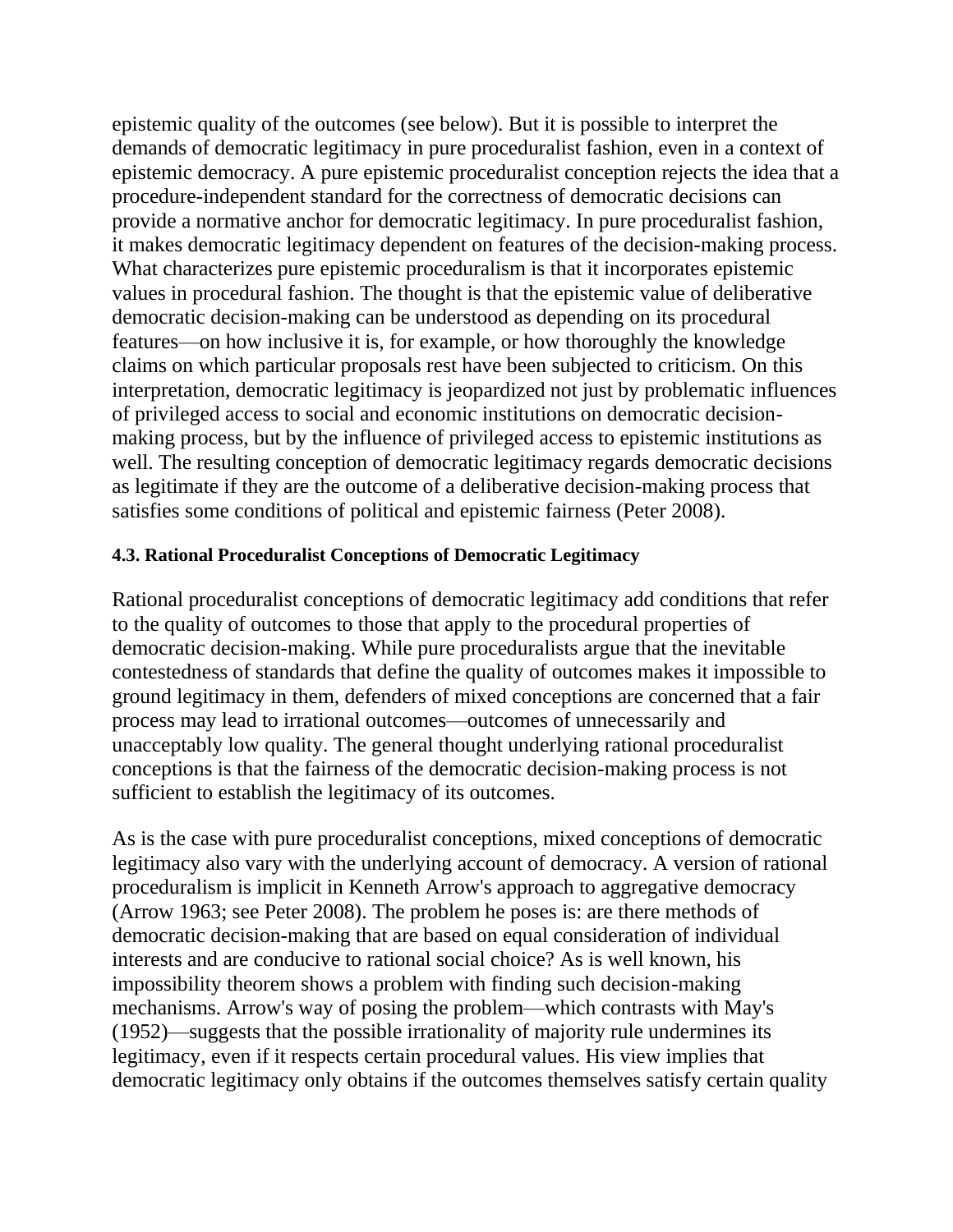epistemic quality of the outcomes (see below). But it is possible to interpret the demands of democratic legitimacy in pure proceduralist fashion, even in a context of epistemic democracy. A pure epistemic proceduralist conception rejects the idea that a procedure-independent standard for the correctness of democratic decisions can provide a normative anchor for democratic legitimacy. In pure proceduralist fashion, it makes democratic legitimacy dependent on features of the decision-making process. What characterizes pure epistemic proceduralism is that it incorporates epistemic values in procedural fashion. The thought is that the epistemic value of deliberative democratic decision-making can be understood as depending on its procedural features—on how inclusive it is, for example, or how thoroughly the knowledge claims on which particular proposals rest have been subjected to criticism. On this interpretation, democratic legitimacy is jeopardized not just by problematic influences of privileged access to social and economic institutions on democratic decision-making process, but by the influence of privileged access to epistemic institutions as well. The resulting conception of democratic legitimacy regards democratic decisions as legitimate if they are the outcome of a deliberative decision-making process that satisfies some conditions of political and epistemic fairness (Peter 2008).

#### 4.3. Rational Proceduralist Conceptions of Democratic Legitimacy

Rational proceduralist conceptions of democratic legitimacy add conditions that refer to the quality of outcomes to those that apply to the procedural properties of democratic decision-making. While pure proceduralists argue that the inevitable contestedness of standards that define the quality of outcomes makes it impossible to ground legitimacy in them, defenders of mixed conceptions are concerned that a fair process may lead to irrational outcomes—outcomes of unnecessarily and unacceptably low quality. The general thought underlying rational proceduralist conceptions is that the fairness of the democratic decision-making process is not sufficient to establish the legitimacy of its outcomes.

As is the case with pure proceduralist conceptions, mixed conceptions of democratic legitimacy also vary with the underlying account of democracy. A version of rational proceduralism is implicit in Kenneth Arrow's approach to aggregative democracy (Arrow 1963; see Peter 2008). The problem he poses is: are there methods of democratic decision-making that are based on equal consideration of individual interests and are conducive to rational social choice? As is well known, his impossibility theorem shows a problem with finding such decision-making mechanisms. Arrow's way of posing the problem—which contrasts with May's (1952)—suggests that the possible irrationality of majority rule undermines its legitimacy, even if it respects certain procedural values. His view implies that democratic legitimacy only obtains if the outcomes themselves satisfy certain quality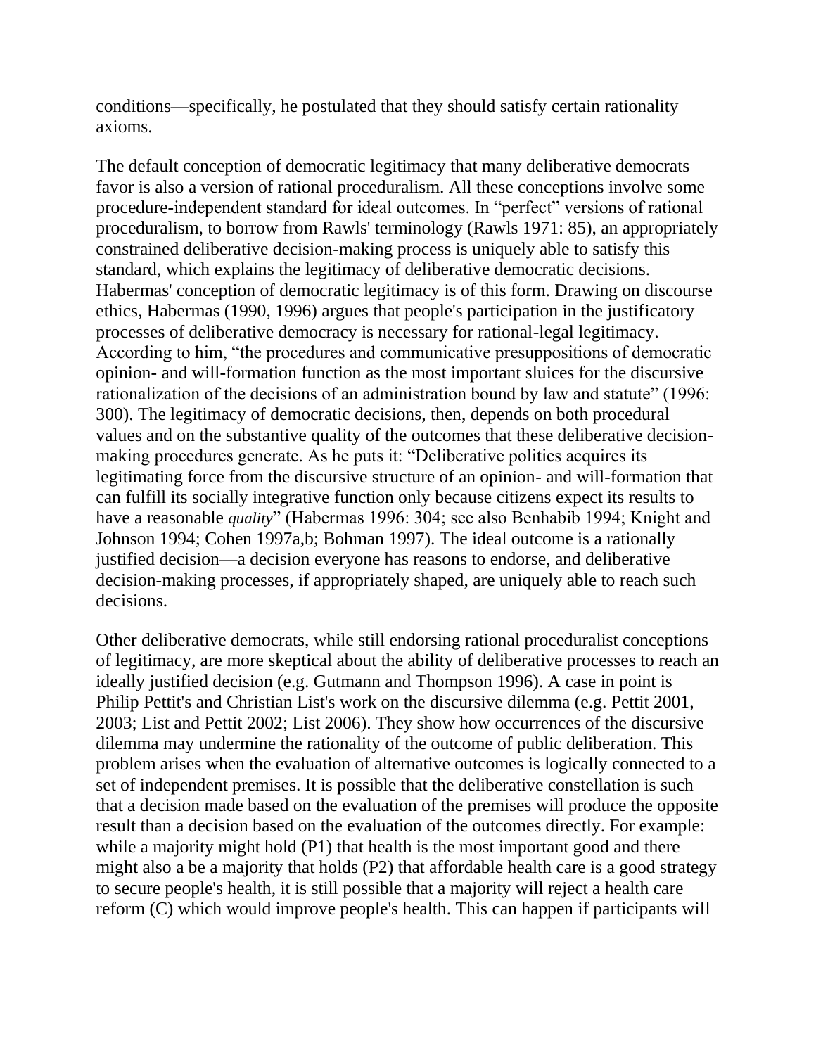conditions—specifically, he postulated that they should satisfy certain rationality axioms.

The default conception of democratic legitimacy that many deliberative democrats favor is also a version of rational proceduralism. All these conceptions involve some procedure-independent standard for ideal outcomes. In "perfect" versions of rational proceduralism, to borrow from Rawls' terminology (Rawls 1971: 85), an appropriately constrained deliberative decision-making process is uniquely able to satisfy this standard, which explains the legitimacy of deliberative democratic decisions. Habermas' conception of democratic legitimacy is of this form. Drawing on discourse ethics, Habermas (1990, 1996) argues that people's participation in the justificatory processes of deliberative democracy is necessary for rational-legal legitimacy. According to him, "the procedures and communicative presuppositions of democratic opinion- and will-formation function as the most important sluices for the discursive rationalization of the decisions of an administration bound by law and statute" (1996: 300). The legitimacy of democratic decisions, then, depends on both procedural values and on the substantive quality of the outcomes that these deliberative decision-making procedures generate. As he puts it: "Deliberative politics acquires its legitimating force from the discursive structure of an opinion- and will-formation that can fulfill its socially integrative function only because citizens expect its results to have a reasonable *quality*" (Habermas 1996: 304; see also Benhabib 1994; Knight and Johnson 1994; Cohen 1997a,b; Bohman 1997). The ideal outcome is a rationally justified decision—a decision everyone has reasons to endorse, and deliberative decision-making processes, if appropriately shaped, are uniquely able to reach such decisions.

Other deliberative democrats, while still endorsing rational proceduralist conceptions of legitimacy, are more skeptical about the ability of deliberative processes to reach an ideally justified decision (e.g. Gutmann and Thompson 1996). A case in point is Philip Pettit's and Christian List's work on the discursive dilemma (e.g. Pettit 2001, 2003; List and Pettit 2002; List 2006). They show how occurrences of the discursive dilemma may undermine the rationality of the outcome of public deliberation. This problem arises when the evaluation of alternative outcomes is logically connected to a set of independent premises. It is possible that the deliberative constellation is such that a decision made based on the evaluation of the premises will produce the opposite result than a decision based on the evaluation of the outcomes directly. For example: while a majority might hold (P1) that health is the most important good and there might also a be a majority that holds (P2) that affordable health care is a good strategy to secure people's health, it is still possible that a majority will reject a health care reform (C) which would improve people's health. This can happen if participants will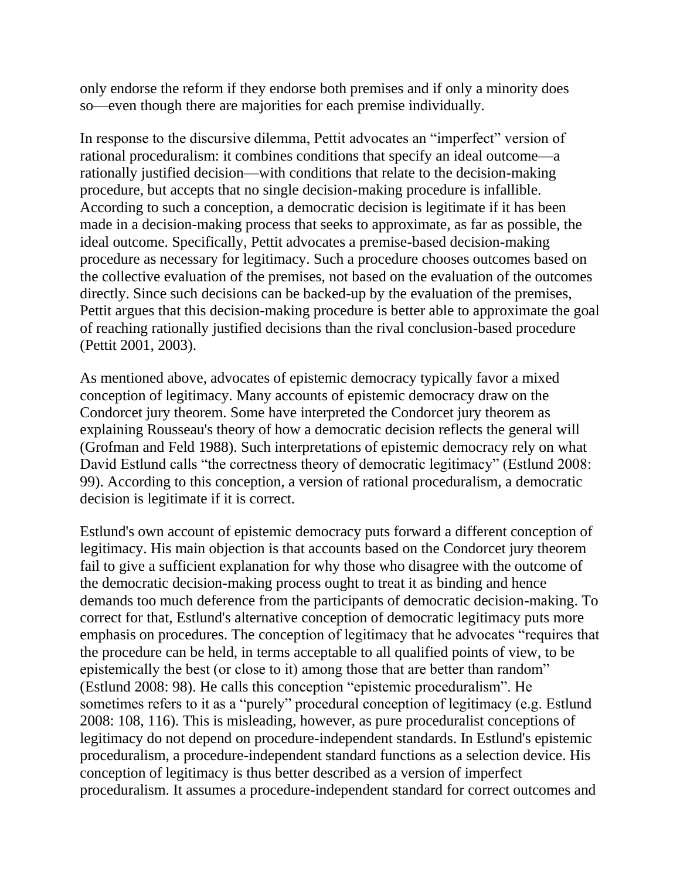only endorse the reform if they endorse both premises and if only a minority does so—even though there are majorities for each premise individually.

In response to the discursive dilemma, Pettit advocates an "imperfect" version of rational proceduralism: it combines conditions that specify an ideal outcome—a rationally justified decision—with conditions that relate to the decision-making procedure, but accepts that no single decision-making procedure is infallible. According to such a conception, a democratic decision is legitimate if it has been made in a decision-making process that seeks to approximate, as far as possible, the ideal outcome. Specifically, Pettit advocates a premise-based decision-making procedure as necessary for legitimacy. Such a procedure chooses outcomes based on the collective evaluation of the premises, not based on the evaluation of the outcomes directly. Since such decisions can be backed-up by the evaluation of the premises, Pettit argues that this decision-making procedure is better able to approximate the goal of reaching rationally justified decisions than the rival conclusion-based procedure (Pettit 2001, 2003).

As mentioned above, advocates of epistemic democracy typically favor a mixed conception of legitimacy. Many accounts of epistemic democracy draw on the Condorcet jury theorem. Some have interpreted the Condorcet jury theorem as explaining Rousseau's theory of how a democratic decision reflects the general will (Grofman and Feld 1988). Such interpretations of epistemic democracy rely on what David Estlund calls "the correctness theory of democratic legitimacy" (Estlund 2008: 99). According to this conception, a version of rational proceduralism, a democratic decision is legitimate if it is correct.

Estlund's own account of epistemic democracy puts forward a different conception of legitimacy. His main objection is that accounts based on the Condorcet jury theorem fail to give a sufficient explanation for why those who disagree with the outcome of the democratic decision-making process ought to treat it as binding and hence demands too much deference from the participants of democratic decision-making. To correct for that, Estlund's alternative conception of democratic legitimacy puts more emphasis on procedures. The conception of legitimacy that he advocates "requires that the procedure can be held, in terms acceptable to all qualified points of view, to be epistemically the best (or close to it) among those that are better than random" (Estlund 2008: 98). He calls this conception "epistemic proceduralism". He sometimes refers to it as a "purely" procedural conception of legitimacy (e.g. Estlund 2008: 108, 116). This is misleading, however, as pure proceduralist conceptions of legitimacy do not depend on procedure-independent standards. In Estlund's epistemic proceduralism, a procedure-independent standard functions as a selection device. His conception of legitimacy is thus better described as a version of imperfect proceduralism. It assumes a procedure-independent standard for correct outcomes and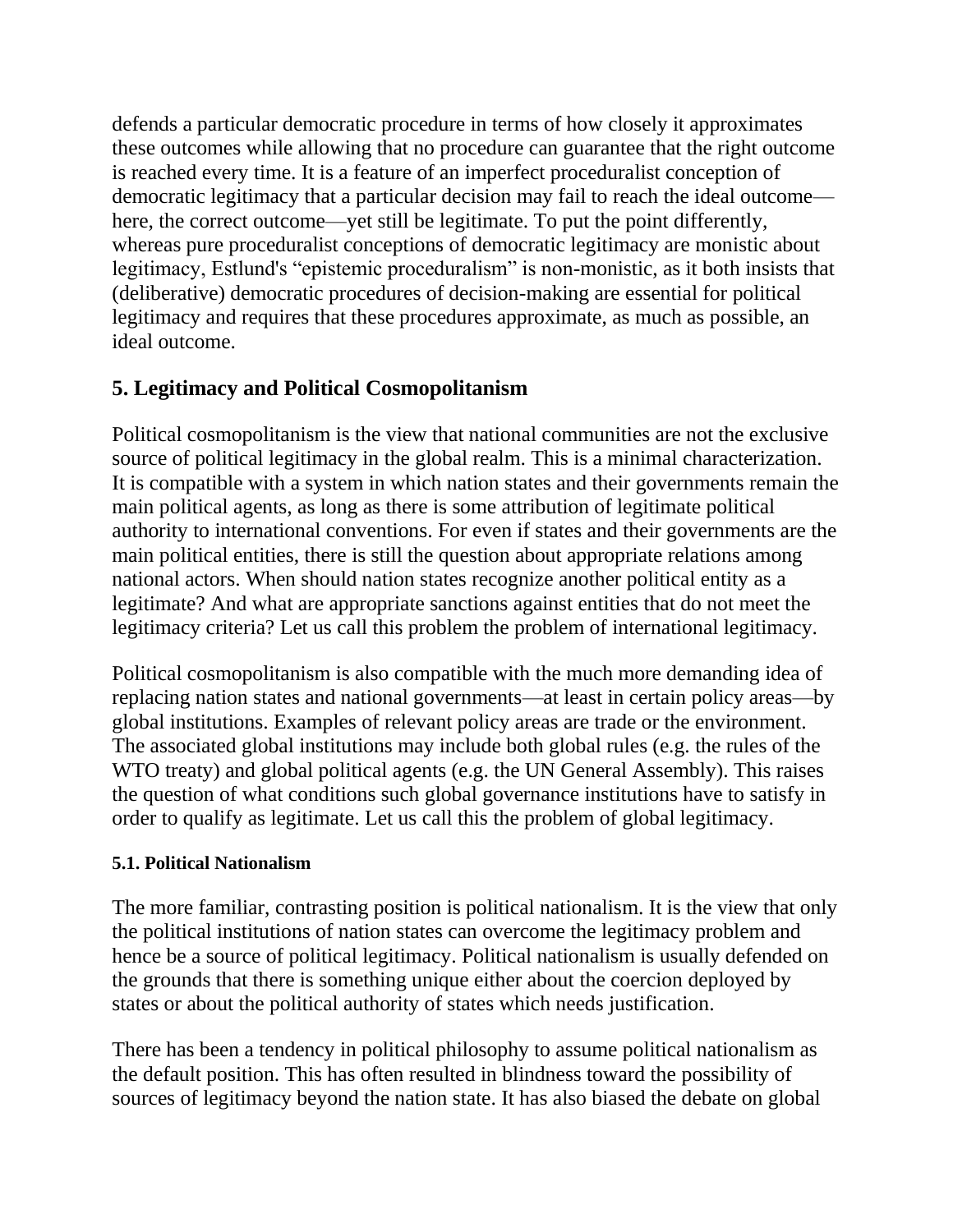defends a particular democratic procedure in terms of how closely it approximates these outcomes while allowing that no procedure can guarantee that the right outcome is reached every time. It is a feature of an imperfect proceduralist conception of democratic legitimacy that a particular decision may fail to reach the ideal outcome—here, the correct outcome—yet still be legitimate. To put the point differently, whereas pure proceduralist conceptions of democratic legitimacy are monistic about legitimacy, Estlund's "epistemic proceduralism" is non-monistic, as it both insists that (deliberative) democratic procedures of decision-making are essential for political legitimacy and requires that these procedures approximate, as much as possible, an ideal outcome.

## 5. Legitimacy and Political Cosmopolitanism

Political cosmopolitanism is the view that national communities are not the exclusive source of political legitimacy in the global realm. This is a minimal characterization. It is compatible with a system in which nation states and their governments remain the main political agents, as long as there is some attribution of legitimate political authority to international conventions. For even if states and their governments are the main political entities, there is still the question about appropriate relations among national actors. When should nation states recognize another political entity as a legitimate? And what are appropriate sanctions against entities that do not meet the legitimacy criteria? Let us call this problem the problem of international legitimacy.

Political cosmopolitanism is also compatible with the much more demanding idea of replacing nation states and national governments—at least in certain policy areas—by global institutions. Examples of relevant policy areas are trade or the environment. The associated global institutions may include both global rules (e.g. the rules of the WTO treaty) and global political agents (e.g. the UN General Assembly). This raises the question of what conditions such global governance institutions have to satisfy in order to qualify as legitimate. Let us call this the problem of global legitimacy.

### 5.1. Political Nationalism

The more familiar, contrasting position is political nationalism. It is the view that only the political institutions of nation states can overcome the legitimacy problem and hence be a source of political legitimacy. Political nationalism is usually defended on the grounds that there is something unique either about the coercion deployed by states or about the political authority of states which needs justification.

There has been a tendency in political philosophy to assume political nationalism as the default position. This has often resulted in blindness toward the possibility of sources of legitimacy beyond the nation state. It has also biased the debate on global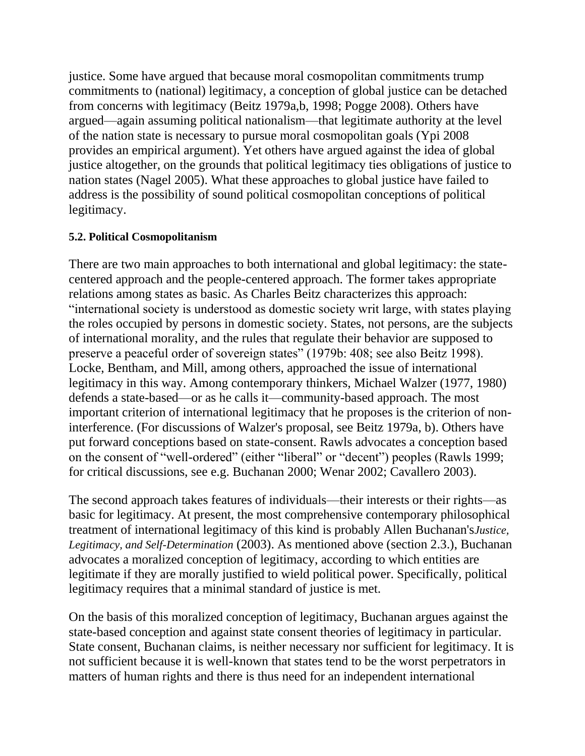justice. Some have argued that because moral cosmopolitan commitments trump commitments to (national) legitimacy, a conception of global justice can be detached from concerns with legitimacy (Beitz 1979a,b, 1998; Pogge 2008). Others have argued—again assuming political nationalism—that legitimate authority at the level of the nation state is necessary to pursue moral cosmopolitan goals (Ypi 2008 provides an empirical argument). Yet others have argued against the idea of global justice altogether, on the grounds that political legitimacy ties obligations of justice to nation states (Nagel 2005). What these approaches to global justice have failed to address is the possibility of sound political cosmopolitan conceptions of political legitimacy.

**5.2. Political Cosmopolitanism**

There are two main approaches to both international and global legitimacy: the state-centered approach and the people-centered approach. The former takes appropriate relations among states as basic. As Charles Beitz characterizes this approach: "international society is understood as domestic society writ large, with states playing the roles occupied by persons in domestic society. States, not persons, are the subjects of international morality, and the rules that regulate their behavior are supposed to preserve a peaceful order of sovereign states" (1979b: 408; see also Beitz 1998). Locke, Bentham, and Mill, among others, approached the issue of international legitimacy in this way. Among contemporary thinkers, Michael Walzer (1977, 1980) defends a state-based—or as he calls it—community-based approach. The most important criterion of international legitimacy that he proposes is the criterion of non-interference. (For discussions of Walzer's proposal, see Beitz 1979a, b). Others have put forward conceptions based on state-consent. Rawls advocates a conception based on the consent of "well-ordered" (either "liberal" or "decent") peoples (Rawls 1999; for critical discussions, see e.g. Buchanan 2000; Wenar 2002; Cavallero 2003).

The second approach takes features of individuals—their interests or their rights—as basic for legitimacy. At present, the most comprehensive contemporary philosophical treatment of international legitimacy of this kind is probably Allen Buchanan's *Justice, Legitimacy, and Self-Determination* (2003). As mentioned above (section 2.3.), Buchanan advocates a moralized conception of legitimacy, according to which entities are legitimate if they are morally justified to wield political power. Specifically, political legitimacy requires that a minimal standard of justice is met.

On the basis of this moralized conception of legitimacy, Buchanan argues against the state-based conception and against state consent theories of legitimacy in particular. State consent, Buchanan claims, is neither necessary nor sufficient for legitimacy. It is not sufficient because it is well-known that states tend to be the worst perpetrators in matters of human rights and there is thus need for an independent international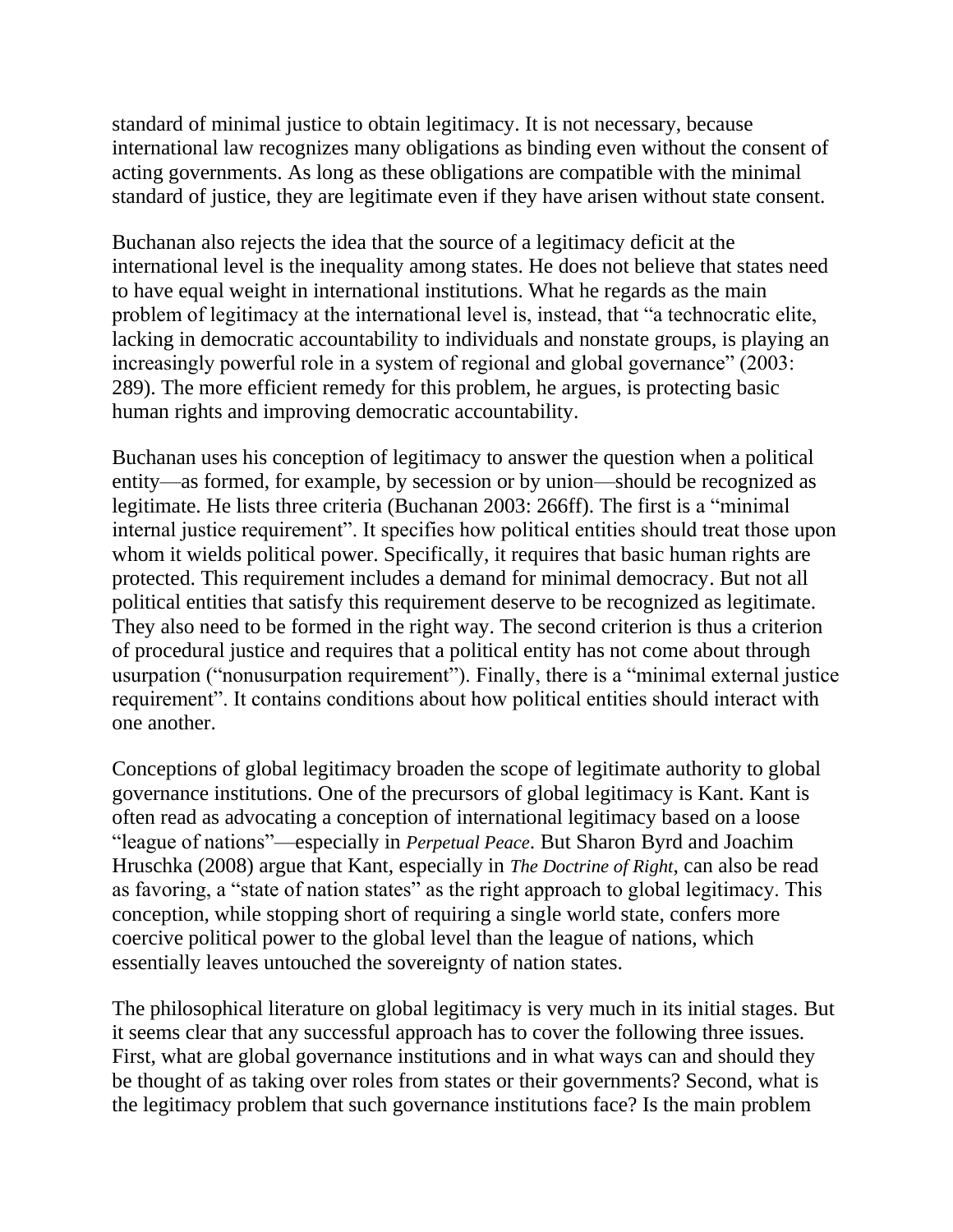standard of minimal justice to obtain legitimacy. It is not necessary, because international law recognizes many obligations as binding even without the consent of acting governments. As long as these obligations are compatible with the minimal standard of justice, they are legitimate even if they have arisen without state consent.

Buchanan also rejects the idea that the source of a legitimacy deficit at the international level is the inequality among states. He does not believe that states need to have equal weight in international institutions. What he regards as the main problem of legitimacy at the international level is, instead, that "a technocratic elite, lacking in democratic accountability to individuals and nonstate groups, is playing an increasingly powerful role in a system of regional and global governance" (2003: 289). The more efficient remedy for this problem, he argues, is protecting basic human rights and improving democratic accountability.

Buchanan uses his conception of legitimacy to answer the question when a political entity—as formed, for example, by secession or by union—should be recognized as legitimate. He lists three criteria (Buchanan 2003: 266ff). The first is a "minimal internal justice requirement". It specifies how political entities should treat those upon whom it wields political power. Specifically, it requires that basic human rights are protected. This requirement includes a demand for minimal democracy. But not all political entities that satisfy this requirement deserve to be recognized as legitimate. They also need to be formed in the right way. The second criterion is thus a criterion of procedural justice and requires that a political entity has not come about through usurpation ("nonusurpation requirement"). Finally, there is a "minimal external justice requirement". It contains conditions about how political entities should interact with one another.

Conceptions of global legitimacy broaden the scope of legitimate authority to global governance institutions. One of the precursors of global legitimacy is Kant. Kant is often read as advocating a conception of international legitimacy based on a loose "league of nations"—especially in *Perpetual Peace*. But Sharon Byrd and Joachim Hruschka (2008) argue that Kant, especially in *The Doctrine of Right*, can also be read as favoring, a "state of nation states" as the right approach to global legitimacy. This conception, while stopping short of requiring a single world state, confers more coercive political power to the global level than the league of nations, which essentially leaves untouched the sovereignty of nation states.

The philosophical literature on global legitimacy is very much in its initial stages. But it seems clear that any successful approach has to cover the following three issues. First, what are global governance institutions and in what ways can and should they be thought of as taking over roles from states or their governments? Second, what is the legitimacy problem that such governance institutions face? Is the main problem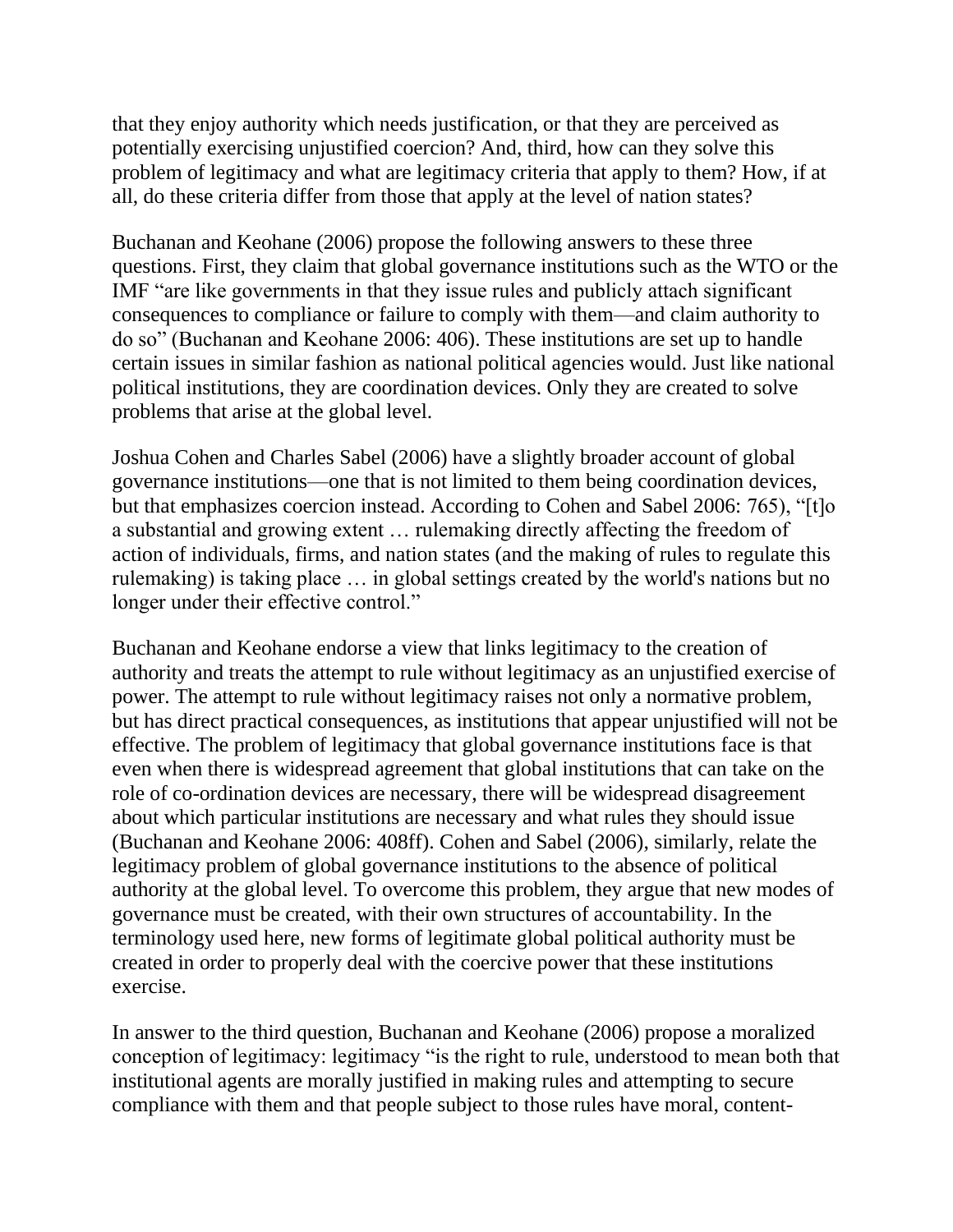that they enjoy authority which needs justification, or that they are perceived as potentially exercising unjustified coercion? And, third, how can they solve this problem of legitimacy and what are legitimacy criteria that apply to them? How, if at all, do these criteria differ from those that apply at the level of nation states?

Buchanan and Keohane (2006) propose the following answers to these three questions. First, they claim that global governance institutions such as the WTO or the IMF "are like governments in that they issue rules and publicly attach significant consequences to compliance or failure to comply with them—and claim authority to do so" (Buchanan and Keohane 2006: 406). These institutions are set up to handle certain issues in similar fashion as national political agencies would. Just like national political institutions, they are coordination devices. Only they are created to solve problems that arise at the global level.

Joshua Cohen and Charles Sabel (2006) have a slightly broader account of global governance institutions—one that is not limited to them being coordination devices, but that emphasizes coercion instead. According to Cohen and Sabel 2006: 765), "[t]o a substantial and growing extent … rulemaking directly affecting the freedom of action of individuals, firms, and nation states (and the making of rules to regulate this rulemaking) is taking place … in global settings created by the world's nations but no longer under their effective control."

Buchanan and Keohane endorse a view that links legitimacy to the creation of authority and treats the attempt to rule without legitimacy as an unjustified exercise of power. The attempt to rule without legitimacy raises not only a normative problem, but has direct practical consequences, as institutions that appear unjustified will not be effective. The problem of legitimacy that global governance institutions face is that even when there is widespread agreement that global institutions that can take on the role of co-ordination devices are necessary, there will be widespread disagreement about which particular institutions are necessary and what rules they should issue (Buchanan and Keohane 2006: 408ff). Cohen and Sabel (2006), similarly, relate the legitimacy problem of global governance institutions to the absence of political authority at the global level. To overcome this problem, they argue that new modes of governance must be created, with their own structures of accountability. In the terminology used here, new forms of legitimate global political authority must be created in order to properly deal with the coercive power that these institutions exercise.

In answer to the third question, Buchanan and Keohane (2006) propose a moralized conception of legitimacy: legitimacy "is the right to rule, understood to mean both that institutional agents are morally justified in making rules and attempting to secure compliance with them and that people subject to those rules have moral, content-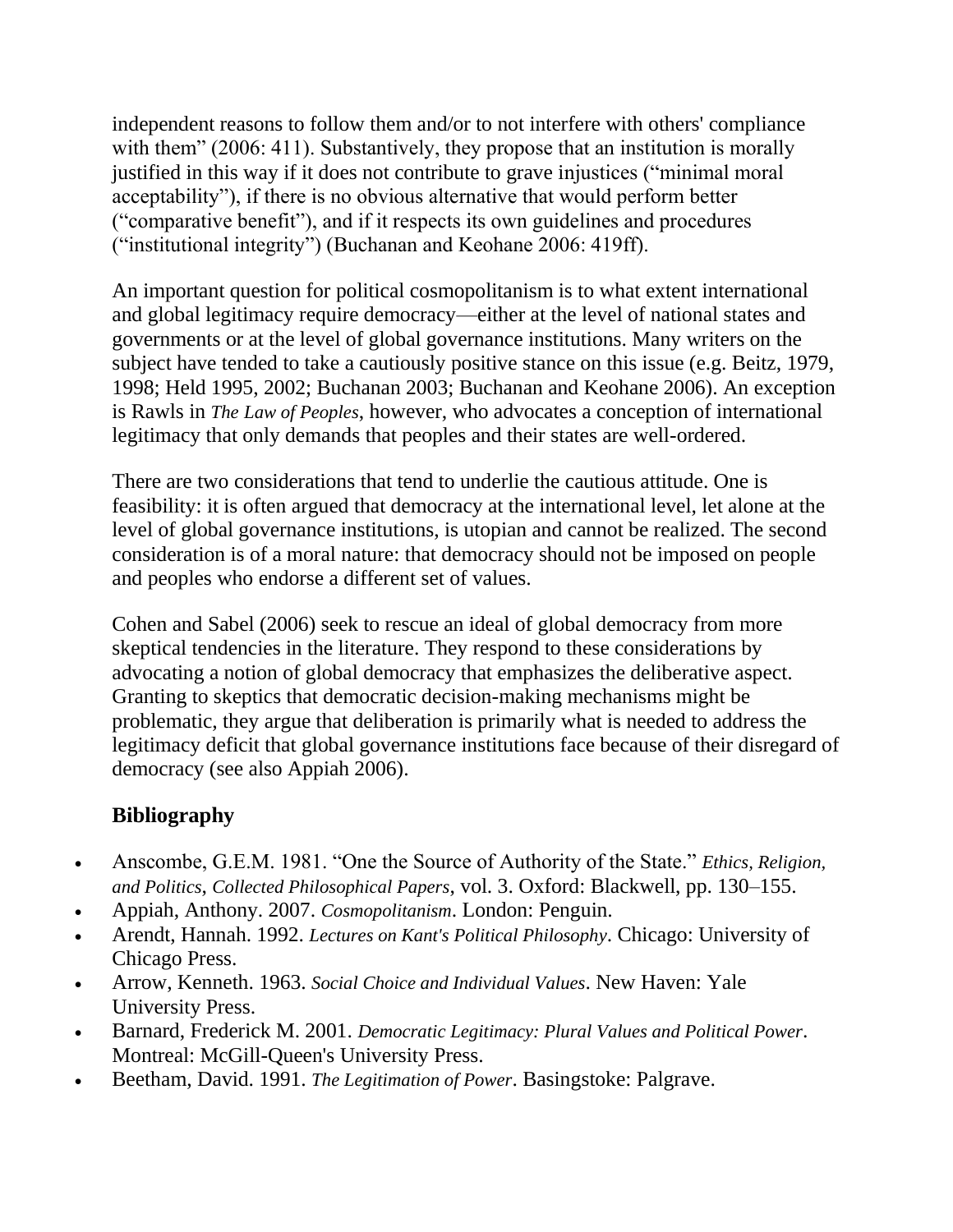independent reasons to follow them and/or to not interfere with others' compliance with them" (2006: 411). Substantively, they propose that an institution is morally justified in this way if it does not contribute to grave injustices ("minimal moral acceptability"), if there is no obvious alternative that would perform better ("comparative benefit"), and if it respects its own guidelines and procedures ("institutional integrity") (Buchanan and Keohane 2006: 419ff).

An important question for political cosmopolitanism is to what extent international and global legitimacy require democracy—either at the level of national states and governments or at the level of global governance institutions. Many writers on the subject have tended to take a cautiously positive stance on this issue (e.g. Beitz, 1979, 1998; Held 1995, 2002; Buchanan 2003; Buchanan and Keohane 2006). An exception is Rawls in *The Law of Peoples*, however, who advocates a conception of international legitimacy that only demands that peoples and their states are well-ordered.

There are two considerations that tend to underlie the cautious attitude. One is feasibility: it is often argued that democracy at the international level, let alone at the level of global governance institutions, is utopian and cannot be realized. The second consideration is of a moral nature: that democracy should not be imposed on people and peoples who endorse a different set of values.

Cohen and Sabel (2006) seek to rescue an ideal of global democracy from more skeptical tendencies in the literature. They respond to these considerations by advocating a notion of global democracy that emphasizes the deliberative aspect. Granting to skeptics that democratic decision-making mechanisms might be problematic, they argue that deliberation is primarily what is needed to address the legitimacy deficit that global governance institutions face because of their disregard of democracy (see also Appiah 2006).

## Bibliography

- Anscombe, G.E.M. 1981. "One the Source of Authority of the State." *Ethics, Religion, and Politics*, *Collected Philosophical Papers*, vol. 3. Oxford: Blackwell, pp. 130–155.
- Appiah, Anthony. 2007. *Cosmopolitanism*. London: Penguin.
- Arendt, Hannah. 1992. *Lectures on Kant's Political Philosophy*. Chicago: University of Chicago Press.
- Arrow, Kenneth. 1963. *Social Choice and Individual Values*. New Haven: Yale University Press.
- Barnard, Frederick M. 2001. *Democratic Legitimacy: Plural Values and Political Power*. Montreal: McGill-Queen's University Press.
- Beetham, David. 1991. *The Legitimation of Power*. Basingstoke: Palgrave.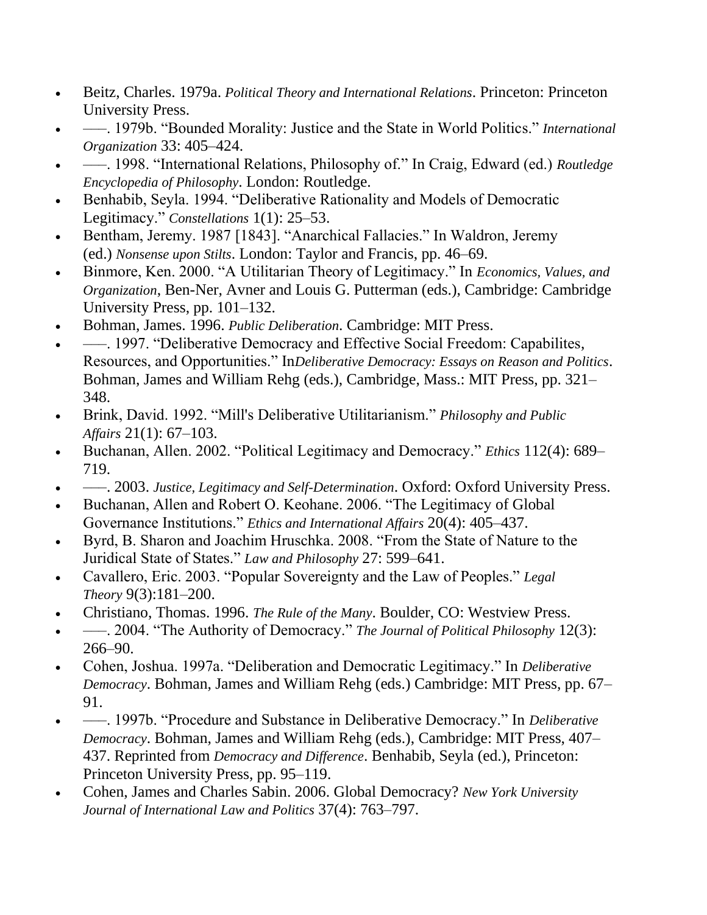- Beitz, Charles. 1979a. *Political Theory and International Relations*. Princeton: Princeton University Press.
- –––. 1979b. “Bounded Morality: Justice and the State in World Politics.” *International Organization* 33: 405–424.
- –––. 1998. “International Relations, Philosophy of.” In Craig, Edward (ed.) *Routledge Encyclopedia of Philosophy*. London: Routledge.
- Benhabib, Seyla. 1994. “Deliberative Rationality and Models of Democratic Legitimacy.” *Constellations* 1(1): 25–53.
- Bentham, Jeremy. 1987 [1843]. “Anarchical Fallacies.” In Waldron, Jeremy (ed.) *Nonsense upon Stilts*. London: Taylor and Francis, pp. 46–69.
- Binmore, Ken. 2000. “A Utilitarian Theory of Legitimacy.” In *Economics, Values, and Organization*, Ben-Ner, Avner and Louis G. Putterman (eds.), Cambridge: Cambridge University Press, pp. 101–132.
- Bohman, James. 1996. *Public Deliberation*. Cambridge: MIT Press.
- –––. 1997. “Deliberative Democracy and Effective Social Freedom: Capabilites, Resources, and Opportunities.” In*Deliberative Democracy: Essays on Reason and Politics*. Bohman, James and William Rehg (eds.), Cambridge, Mass.: MIT Press, pp. 321–348.
- Brink, David. 1992. “Mill's Deliberative Utilitarianism.” *Philosophy and Public Affairs* 21(1): 67–103.
- Buchanan, Allen. 2002. “Political Legitimacy and Democracy.” *Ethics* 112(4): 689–719.
- –––. 2003. *Justice, Legitimacy and Self-Determination*. Oxford: Oxford University Press.
- Buchanan, Allen and Robert O. Keohane. 2006. “The Legitimacy of Global Governance Institutions.” *Ethics and International Affairs* 20(4): 405–437.
- Byrd, B. Sharon and Joachim Hruschka. 2008. “From the State of Nature to the Juridical State of States.” *Law and Philosophy* 27: 599–641.
- Cavallero, Eric. 2003. “Popular Sovereignty and the Law of Peoples.” *Legal Theory* 9(3):181–200.
- Christiano, Thomas. 1996. *The Rule of the Many*. Boulder, CO: Westview Press.
- –––. 2004. “The Authority of Democracy.” *The Journal of Political Philosophy* 12(3): 266–90.
- Cohen, Joshua. 1997a. “Deliberation and Democratic Legitimacy.” In *Deliberative Democracy*. Bohman, James and William Rehg (eds.) Cambridge: MIT Press, pp. 67–91.
- –––. 1997b. “Procedure and Substance in Deliberative Democracy.” In *Deliberative Democracy*. Bohman, James and William Rehg (eds.), Cambridge: MIT Press, 407–437. Reprinted from *Democracy and Difference*. Benhabib, Seyla (ed.), Princeton: Princeton University Press, pp. 95–119.
- Cohen, James and Charles Sabin. 2006. Global Democracy? *New York University Journal of International Law and Politics* 37(4): 763–797.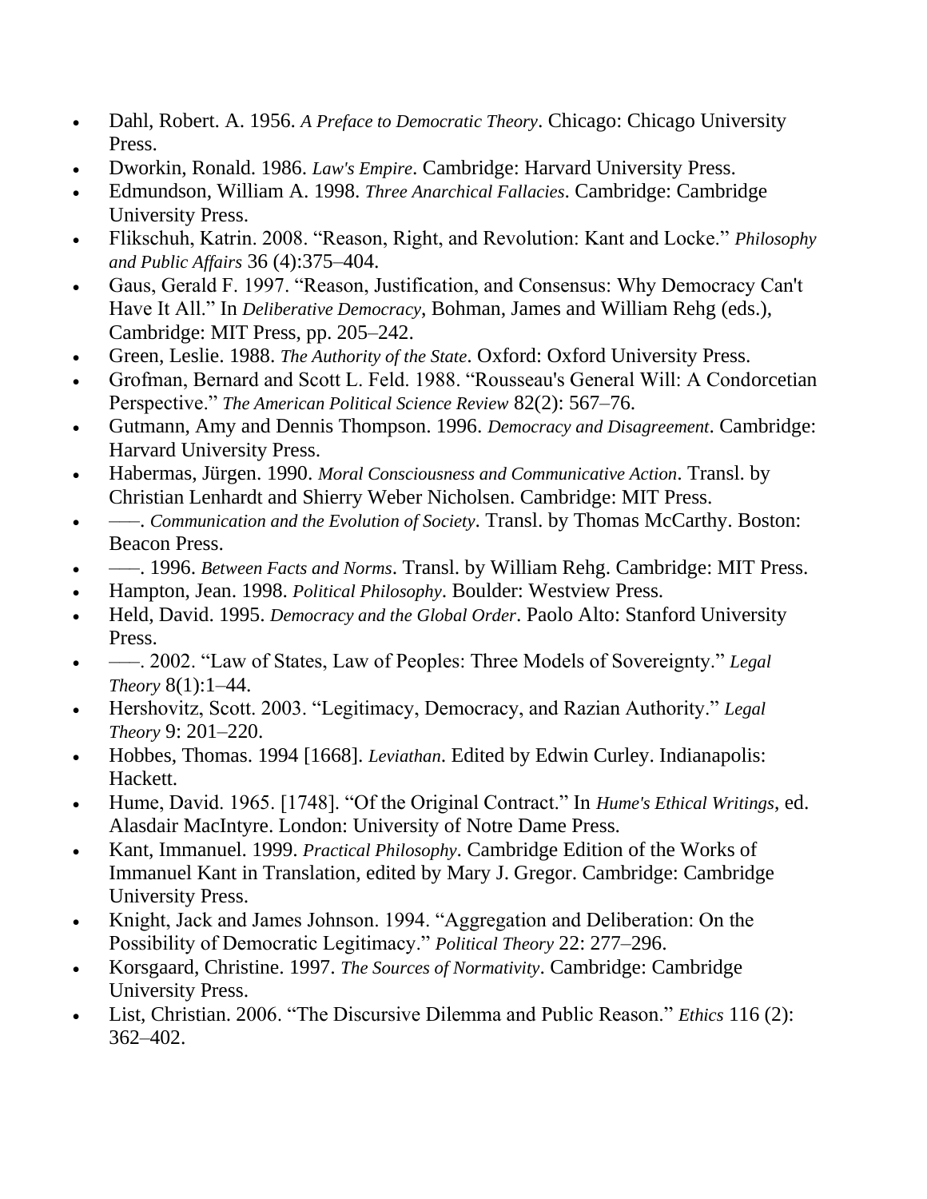- Dahl, Robert. A. 1956. *A Preface to Democratic Theory*. Chicago: Chicago University Press.
- Dworkin, Ronald. 1986. *Law's Empire*. Cambridge: Harvard University Press.
- Edmundson, William A. 1998. *Three Anarchical Fallacies*. Cambridge: Cambridge University Press.
- Flikschuh, Katrin. 2008. "Reason, Right, and Revolution: Kant and Locke." *Philosophy and Public Affairs* 36 (4):375–404.
- Gaus, Gerald F. 1997. "Reason, Justification, and Consensus: Why Democracy Can't Have It All." In *Deliberative Democracy*, Bohman, James and William Rehg (eds.), Cambridge: MIT Press, pp. 205–242.
- Green, Leslie. 1988. *The Authority of the State*. Oxford: Oxford University Press.
- Grofman, Bernard and Scott L. Feld. 1988. "Rousseau's General Will: A Condorcetian Perspective." *The American Political Science Review* 82(2): 567–76.
- Gutmann, Amy and Dennis Thompson. 1996. *Democracy and Disagreement*. Cambridge: Harvard University Press.
- Habermas, Jürgen. 1990. *Moral Consciousness and Communicative Action*. Transl. by Christian Lenhardt and Shierry Weber Nicholsen. Cambridge: MIT Press.
- –––. *Communication and the Evolution of Society*. Transl. by Thomas McCarthy. Boston: Beacon Press.
- –––. 1996. *Between Facts and Norms*. Transl. by William Rehg. Cambridge: MIT Press.
- Hampton, Jean. 1998. *Political Philosophy*. Boulder: Westview Press.
- Held, David. 1995. *Democracy and the Global Order*. Paolo Alto: Stanford University Press.
- –––. 2002. "Law of States, Law of Peoples: Three Models of Sovereignty." *Legal Theory* 8(1):1–44.
- Hershovitz, Scott. 2003. "Legitimacy, Democracy, and Razian Authority." *Legal Theory* 9: 201–220.
- Hobbes, Thomas. 1994 [1668]. *Leviathan*. Edited by Edwin Curley. Indianapolis: Hackett.
- Hume, David. 1965. [1748]. "Of the Original Contract." In *Hume's Ethical Writings*, ed. Alasdair MacIntyre. London: University of Notre Dame Press.
- Kant, Immanuel. 1999. *Practical Philosophy*. Cambridge Edition of the Works of Immanuel Kant in Translation, edited by Mary J. Gregor. Cambridge: Cambridge University Press.
- Knight, Jack and James Johnson. 1994. "Aggregation and Deliberation: On the Possibility of Democratic Legitimacy." *Political Theory* 22: 277–296.
- Korsgaard, Christine. 1997. *The Sources of Normativity*. Cambridge: Cambridge University Press.
- List, Christian. 2006. "The Discursive Dilemma and Public Reason." *Ethics* 116 (2): 362–402.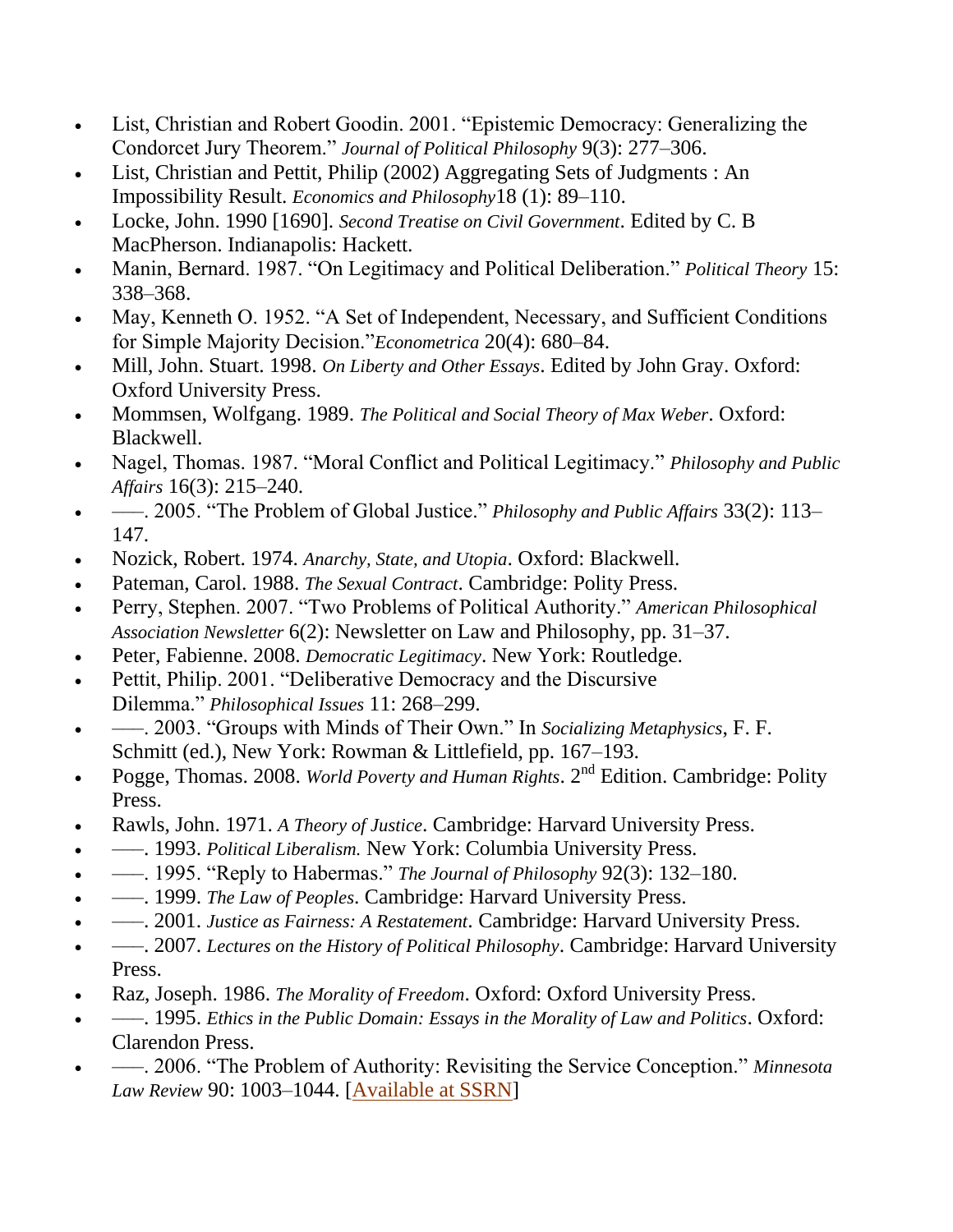- List, Christian and Robert Goodin. 2001. "Epistemic Democracy: Generalizing the Condorcet Jury Theorem." *Journal of Political Philosophy* 9(3): 277–306.
- List, Christian and Pettit, Philip (2002) Aggregating Sets of Judgments : An Impossibility Result. *Economics and Philosophy*18 (1): 89–110.
- Locke, John. 1990 [1690]. *Second Treatise on Civil Government*. Edited by C. B MacPherson. Indianapolis: Hackett.
- Manin, Bernard. 1987. "On Legitimacy and Political Deliberation." *Political Theory* 15: 338–368.
- May, Kenneth O. 1952. "A Set of Independent, Necessary, and Sufficient Conditions for Simple Majority Decision."*Econometrica* 20(4): 680–84.
- Mill, John. Stuart. 1998. *On Liberty and Other Essays*. Edited by John Gray. Oxford: Oxford University Press.
- Mommsen, Wolfgang. 1989. *The Political and Social Theory of Max Weber*. Oxford: Blackwell.
- Nagel, Thomas. 1987. "Moral Conflict and Political Legitimacy." *Philosophy and Public Affairs* 16(3): 215–240.
- –––. 2005. "The Problem of Global Justice." *Philosophy and Public Affairs* 33(2): 113–147.
- Nozick, Robert. 1974. *Anarchy, State, and Utopia*. Oxford: Blackwell.
- Pateman, Carol. 1988. *The Sexual Contract*. Cambridge: Polity Press.
- Perry, Stephen. 2007. "Two Problems of Political Authority." *American Philosophical Association Newsletter* 6(2): Newsletter on Law and Philosophy, pp. 31–37.
- Peter, Fabienne. 2008. *Democratic Legitimacy*. New York: Routledge.
- Pettit, Philip. 2001. "Deliberative Democracy and the Discursive Dilemma." *Philosophical Issues* 11: 268–299.
- –––. 2003. "Groups with Minds of Their Own." In *Socializing Metaphysics*, F. F. Schmitt (ed.), New York: Rowman & Littlefield, pp. 167–193.
- Pogge, Thomas. 2008. *World Poverty and Human Rights*. 2nd Edition. Cambridge: Polity Press.
- Rawls, John. 1971. *A Theory of Justice*. Cambridge: Harvard University Press.
- –––. 1993. *Political Liberalism.* New York: Columbia University Press.
- –––. 1995. "Reply to Habermas." *The Journal of Philosophy* 92(3): 132–180.
- –––. 1999. *The Law of Peoples*. Cambridge: Harvard University Press.
- –––. 2001. *Justice as Fairness: A Restatement*. Cambridge: Harvard University Press.
- –––. 2007. *Lectures on the History of Political Philosophy*. Cambridge: Harvard University Press.
- Raz, Joseph. 1986. *The Morality of Freedom*. Oxford: Oxford University Press.
- –––. 1995. *Ethics in the Public Domain: Essays in the Morality of Law and Politics*. Oxford: Clarendon Press.
- –––. 2006. "The Problem of Authority: Revisiting the Service Conception." *Minnesota Law Review* 90: 1003–1044. [Available at SSRN]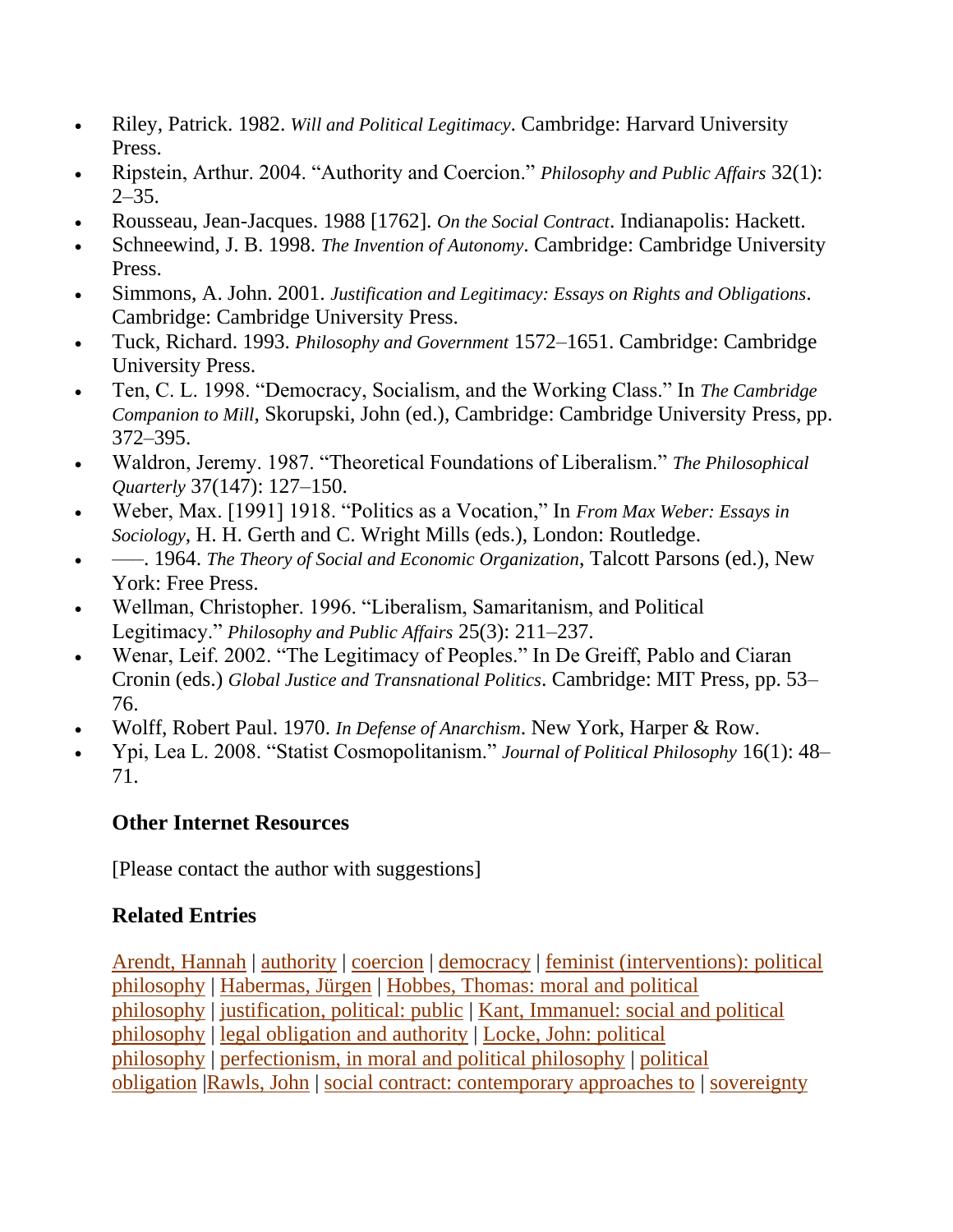- Riley, Patrick. 1982. *Will and Political Legitimacy*. Cambridge: Harvard University Press.
- Ripstein, Arthur. 2004. "Authority and Coercion." *Philosophy and Public Affairs* 32(1): 2–35.
- Rousseau, Jean-Jacques. 1988 [1762]. *On the Social Contract*. Indianapolis: Hackett.
- Schneewind, J. B. 1998. *The Invention of Autonomy*. Cambridge: Cambridge University Press.
- Simmons, A. John. 2001. *Justification and Legitimacy: Essays on Rights and Obligations*. Cambridge: Cambridge University Press.
- Tuck, Richard. 1993. *Philosophy and Government* 1572–1651. Cambridge: Cambridge University Press.
- Ten, C. L. 1998. "Democracy, Socialism, and the Working Class." In *The Cambridge Companion to Mill*, Skorupski, John (ed.), Cambridge: Cambridge University Press, pp. 372–395.
- Waldron, Jeremy. 1987. "Theoretical Foundations of Liberalism." *The Philosophical Quarterly* 37(147): 127–150.
- Weber, Max. [1991] 1918. "Politics as a Vocation," In *From Max Weber: Essays in Sociology*, H. H. Gerth and C. Wright Mills (eds.), London: Routledge.
- –––. 1964. *The Theory of Social and Economic Organization*, Talcott Parsons (ed.), New York: Free Press.
- Wellman, Christopher. 1996. "Liberalism, Samaritanism, and Political Legitimacy." *Philosophy and Public Affairs* 25(3): 211–237.
- Wenar, Leif. 2002. "The Legitimacy of Peoples." In De Greiff, Pablo and Ciaran Cronin (eds.) *Global Justice and Transnational Politics*. Cambridge: MIT Press, pp. 53–76.
- Wolff, Robert Paul. 1970. *In Defense of Anarchism*. New York, Harper & Row.
- Ypi, Lea L. 2008. "Statist Cosmopolitanism." *Journal of Political Philosophy* 16(1): 48–71.

### Other Internet Resources

[Please contact the author with suggestions]

### Related Entries

Arendt, Hannah | authority | coercion | democracy | feminist (interventions): political philosophy | Habermas, Jürgen | Hobbes, Thomas: moral and political philosophy | justification, political: public | Kant, Immanuel: social and political philosophy | legal obligation and authority | Locke, John: political philosophy | perfectionism, in moral and political philosophy | political obligation |Rawls, John | social contract: contemporary approaches to | sovereignty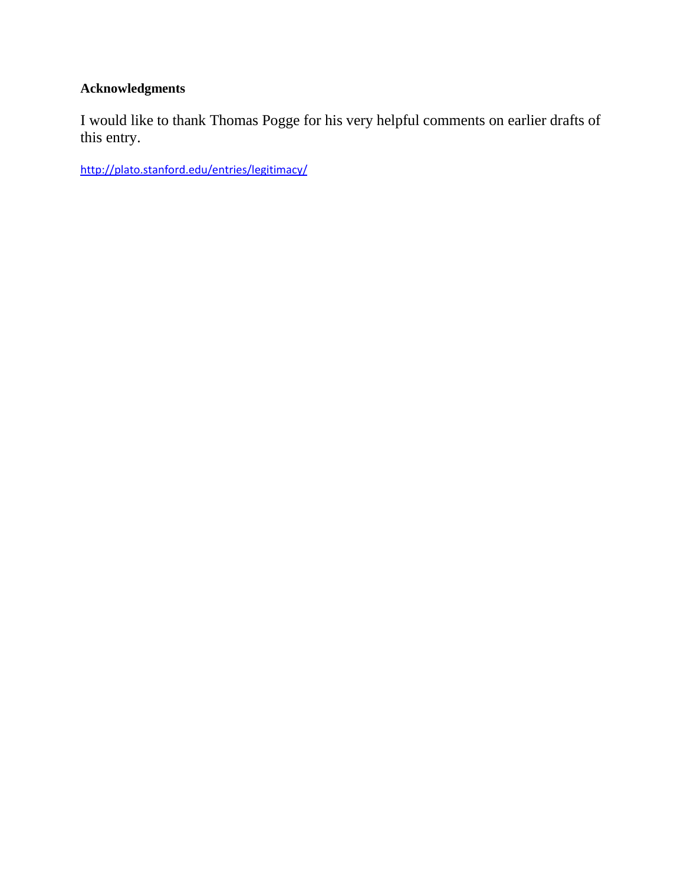**Acknowledgments**

I would like to thank Thomas Pogge for his very helpful comments on earlier drafts of this entry.

http://plato.stanford.edu/entries/legitimacy/